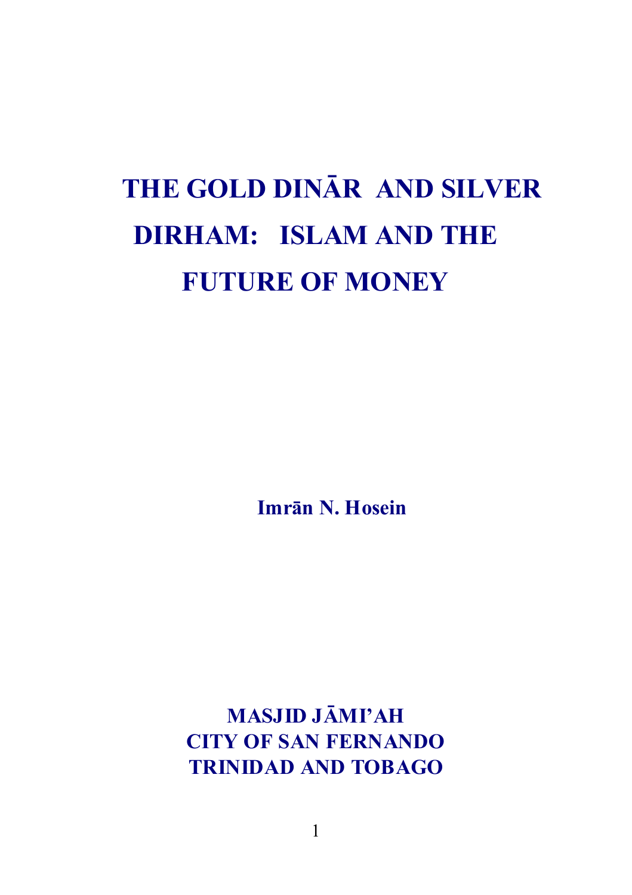# THE GOLD DINĀR AND SILVER DIRHAM: ISLAM AND THE FUTURE OF MONEY

**Imrān N. Hosein**

**MASJID JĀMI'AH**
**CITY OF SAN FERNANDO**
**TRINIDAD AND TOBAGO**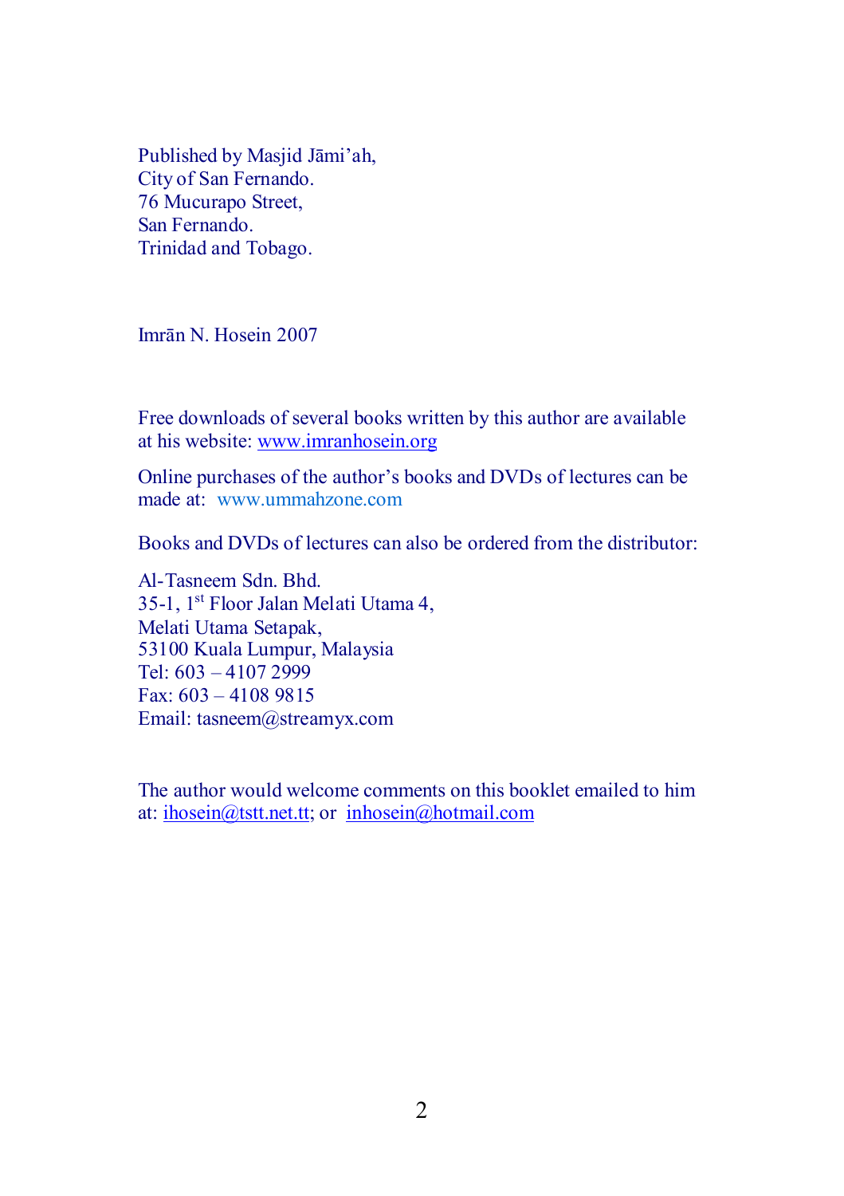Published by Masjid Jāmi'ah,  
City of San Fernando.  
76 Mucurapo Street,  
San Fernando.  
Trinidad and Tobago.

Imrān N. Hosein 2007

Free downloads of several books written by this author are available at his website: www.imranhosein.org

Online purchases of the author's books and DVDs of lectures can be made at: www.ummahzone.com

Books and DVDs of lectures can also be ordered from the distributor:

Al-Tasneem Sdn. Bhd.  
35-1, 1st Floor Jalan Melati Utama 4,  
Melati Utama Setapak,  
53100 Kuala Lumpur, Malaysia  
Tel: 603 – 4107 2999  
Fax: 603 – 4108 9815  
Email: tasneem@streamyx.com

The author would welcome comments on this booklet emailed to him at: ihosein@tstt.net.tt; or inhosein@hotmail.com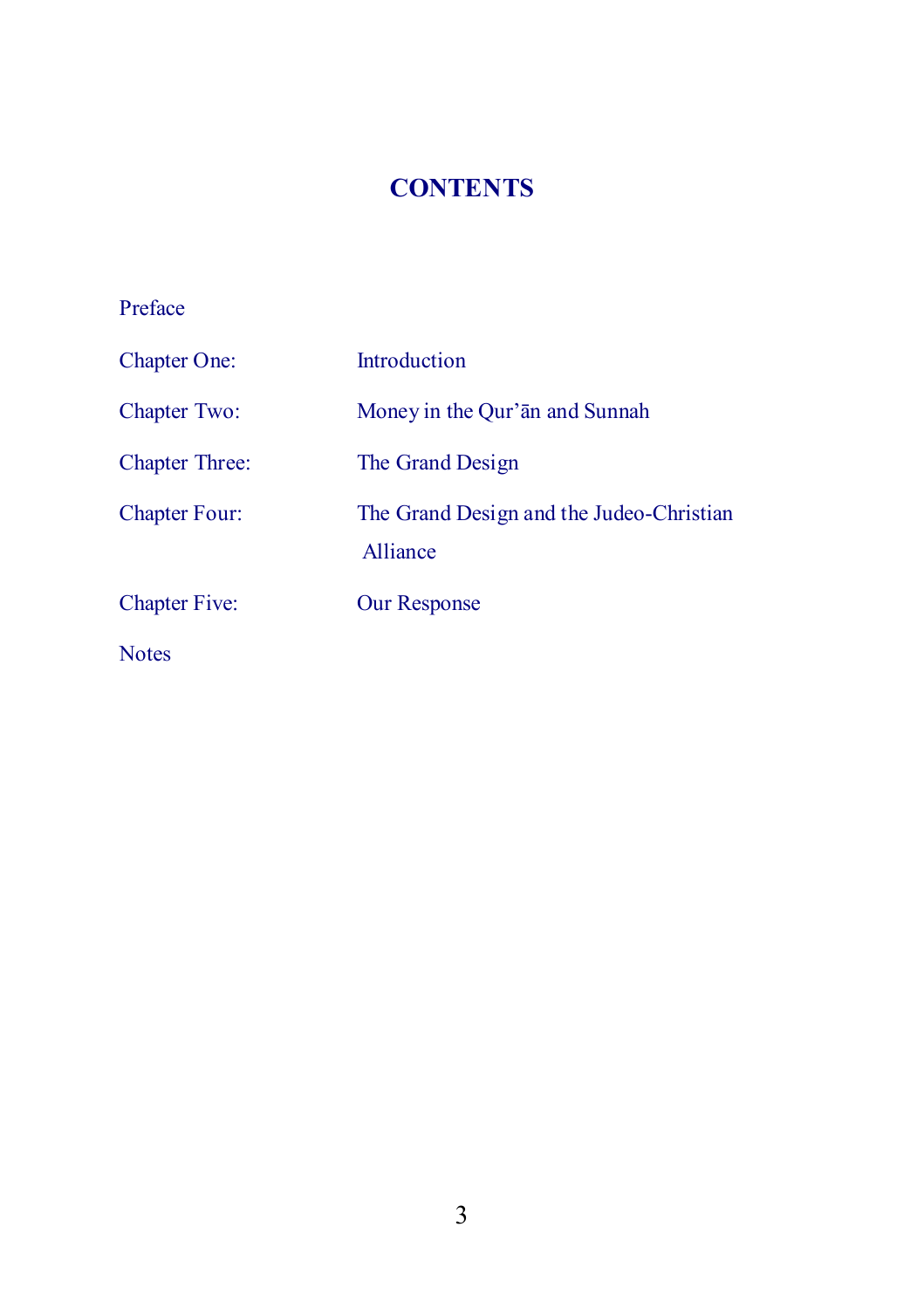# CONTENTS

| | |
|---|---|
| Preface | |
| Chapter One: | Introduction |
| Chapter Two: | Money in the Qur'ān and Sunnah |
| Chapter Three: | The Grand Design |
| Chapter Four: | The Grand Design and the Judeo-Christian Alliance |
| Chapter Five: | Our Response |
| Notes | |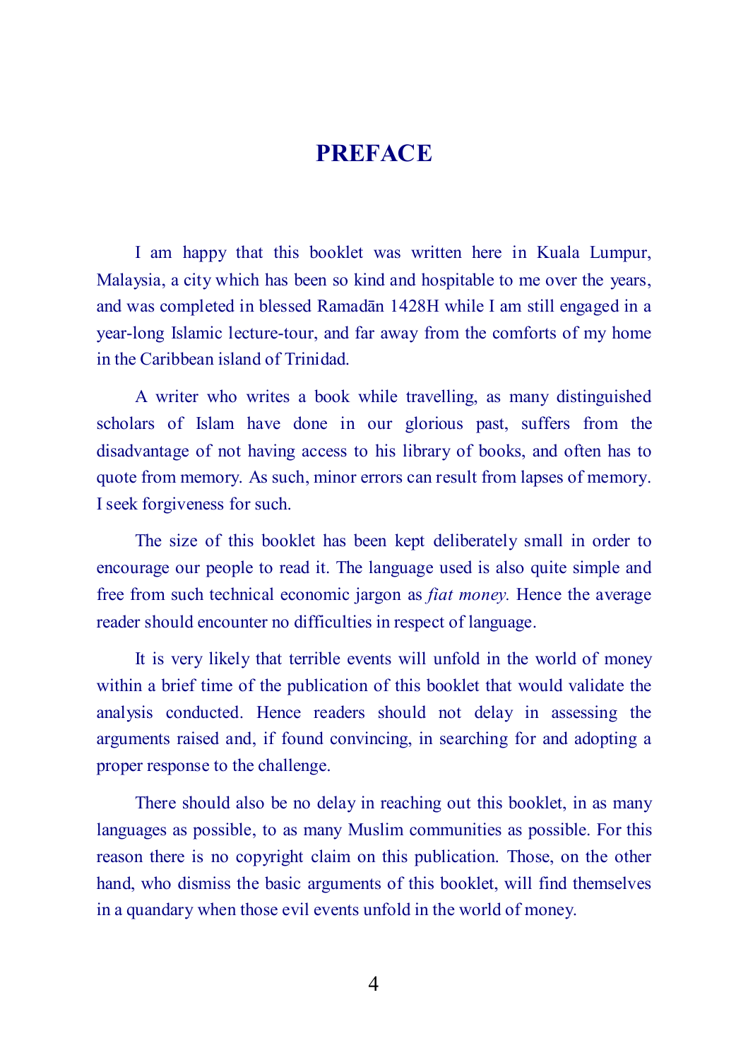# PREFACE

I am happy that this booklet was written here in Kuala Lumpur, Malaysia, a city which has been so kind and hospitable to me over the years, and was completed in blessed Ramadān 1428H while I am still engaged in a year-long Islamic lecture-tour, and far away from the comforts of my home in the Caribbean island of Trinidad.

A writer who writes a book while travelling, as many distinguished scholars of Islam have done in our glorious past, suffers from the disadvantage of not having access to his library of books, and often has to quote from memory. As such, minor errors can result from lapses of memory. I seek forgiveness for such.

The size of this booklet has been kept deliberately small in order to encourage our people to read it. The language used is also quite simple and free from such technical economic jargon as *fiat money.* Hence the average reader should encounter no difficulties in respect of language.

It is very likely that terrible events will unfold in the world of money within a brief time of the publication of this booklet that would validate the analysis conducted. Hence readers should not delay in assessing the arguments raised and, if found convincing, in searching for and adopting a proper response to the challenge.

There should also be no delay in reaching out this booklet, in as many languages as possible, to as many Muslim communities as possible. For this reason there is no copyright claim on this publication. Those, on the other hand, who dismiss the basic arguments of this booklet, will find themselves in a quandary when those evil events unfold in the world of money.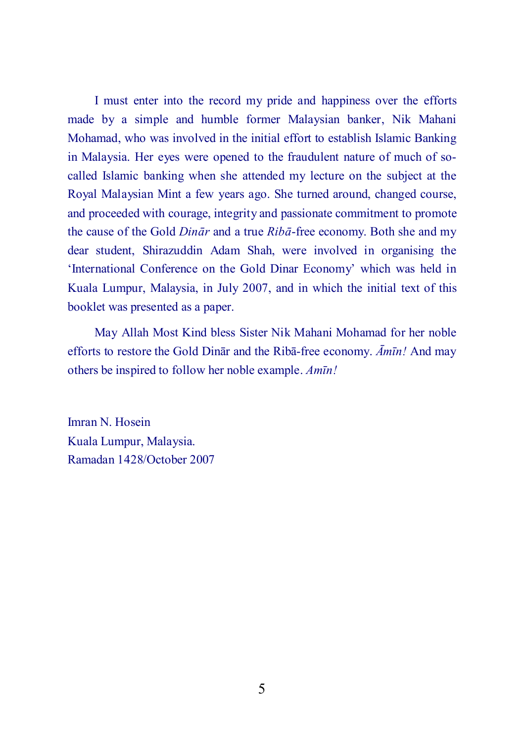I must enter into the record my pride and happiness over the efforts made by a simple and humble former Malaysian banker, Nik Mahani Mohamad, who was involved in the initial effort to establish Islamic Banking in Malaysia. Her eyes were opened to the fraudulent nature of much of so-called Islamic banking when she attended my lecture on the subject at the Royal Malaysian Mint a few years ago. She turned around, changed course, and proceeded with courage, integrity and passionate commitment to promote the cause of the Gold *Dinār* and a true *Ribā*-free economy. Both she and my dear student, Shirazuddin Adam Shah, were involved in organising the 'International Conference on the Gold Dinar Economy' which was held in Kuala Lumpur, Malaysia, in July 2007, and in which the initial text of this booklet was presented as a paper.

May Allah Most Kind bless Sister Nik Mahani Mohamad for her noble efforts to restore the Gold Dinār and the Ribā-free economy. *Āmīn!* And may others be inspired to follow her noble example. *Amīn!*

Imran N. Hosein
Kuala Lumpur, Malaysia.
Ramadan 1428/October 2007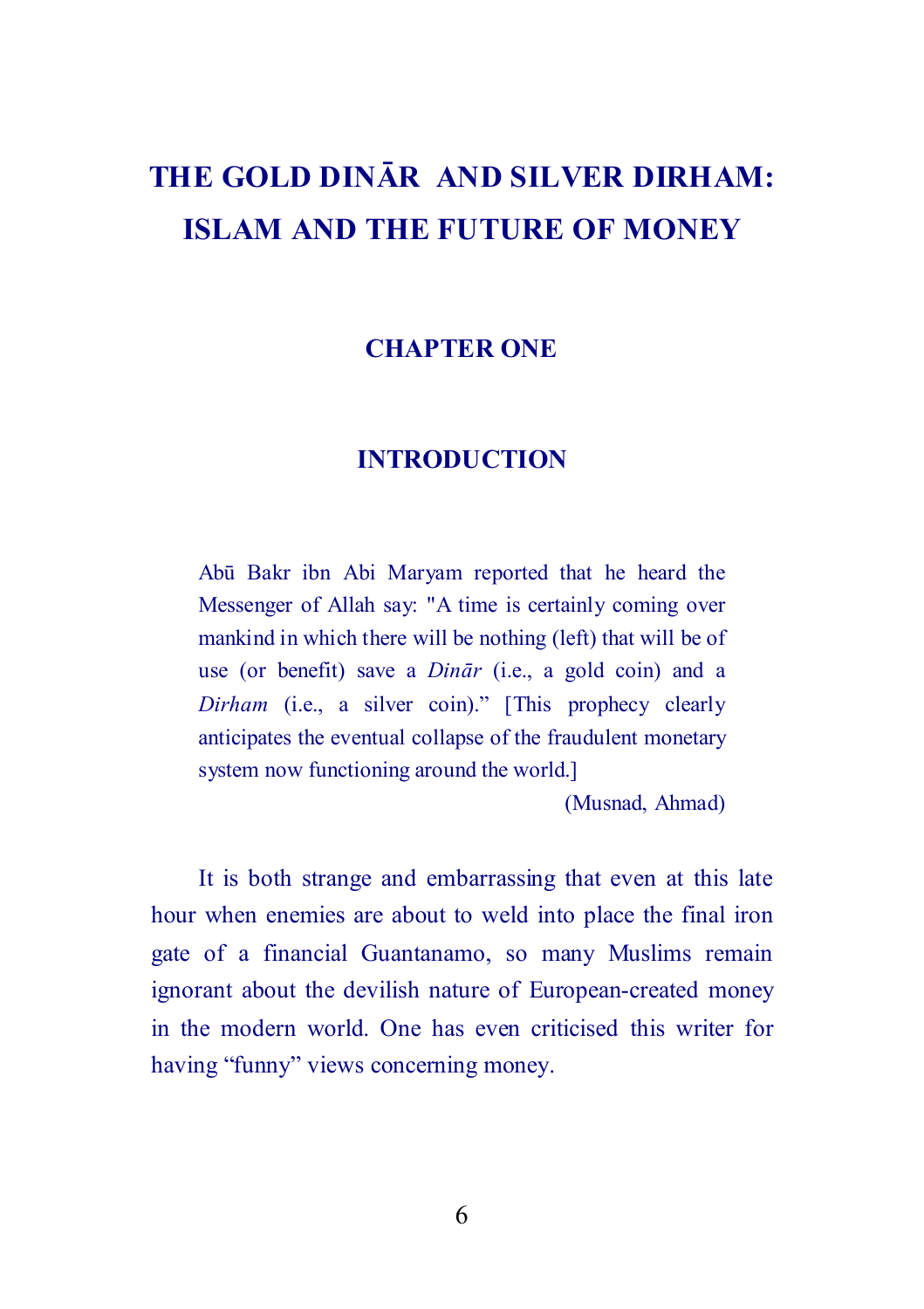# THE GOLD DINĀR AND SILVER DIRHAM: ISLAM AND THE FUTURE OF MONEY

## CHAPTER ONE

## INTRODUCTION

> Abū Bakr ibn Abi Maryam reported that he heard the Messenger of Allah say: "A time is certainly coming over mankind in which there will be nothing (left) that will be of use (or benefit) save a *Dinār* (i.e., a gold coin) and a *Dirham* (i.e., a silver coin)." [This prophecy clearly anticipates the eventual collapse of the fraudulent monetary system now functioning around the world.]
>
> (Musnad, Ahmad)

It is both strange and embarrassing that even at this late hour when enemies are about to weld into place the final iron gate of a financial Guantanamo, so many Muslims remain ignorant about the devilish nature of European-created money in the modern world. One has even criticised this writer for having "funny" views concerning money.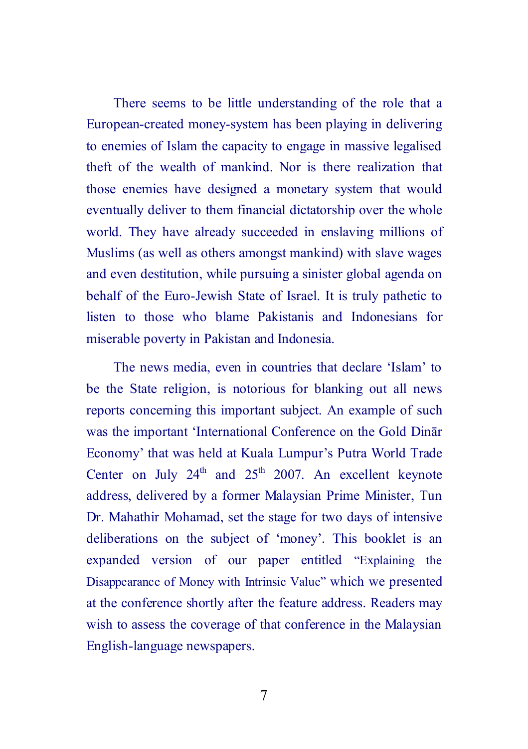There seems to be little understanding of the role that a European-created money-system has been playing in delivering to enemies of Islam the capacity to engage in massive legalised theft of the wealth of mankind. Nor is there realization that those enemies have designed a monetary system that would eventually deliver to them financial dictatorship over the whole world. They have already succeeded in enslaving millions of Muslims (as well as others amongst mankind) with slave wages and even destitution, while pursuing a sinister global agenda on behalf of the Euro-Jewish State of Israel. It is truly pathetic to listen to those who blame Pakistanis and Indonesians for miserable poverty in Pakistan and Indonesia.

The news media, even in countries that declare 'Islam' to be the State religion, is notorious for blanking out all news reports concerning this important subject. An example of such was the important 'International Conference on the Gold Dinār Economy' that was held at Kuala Lumpur's Putra World Trade Center on July 24th and 25th 2007. An excellent keynote address, delivered by a former Malaysian Prime Minister, Tun Dr. Mahathir Mohamad, set the stage for two days of intensive deliberations on the subject of 'money'. This booklet is an expanded version of our paper entitled "Explaining the Disappearance of Money with Intrinsic Value" which we presented at the conference shortly after the feature address. Readers may wish to assess the coverage of that conference in the Malaysian English-language newspapers.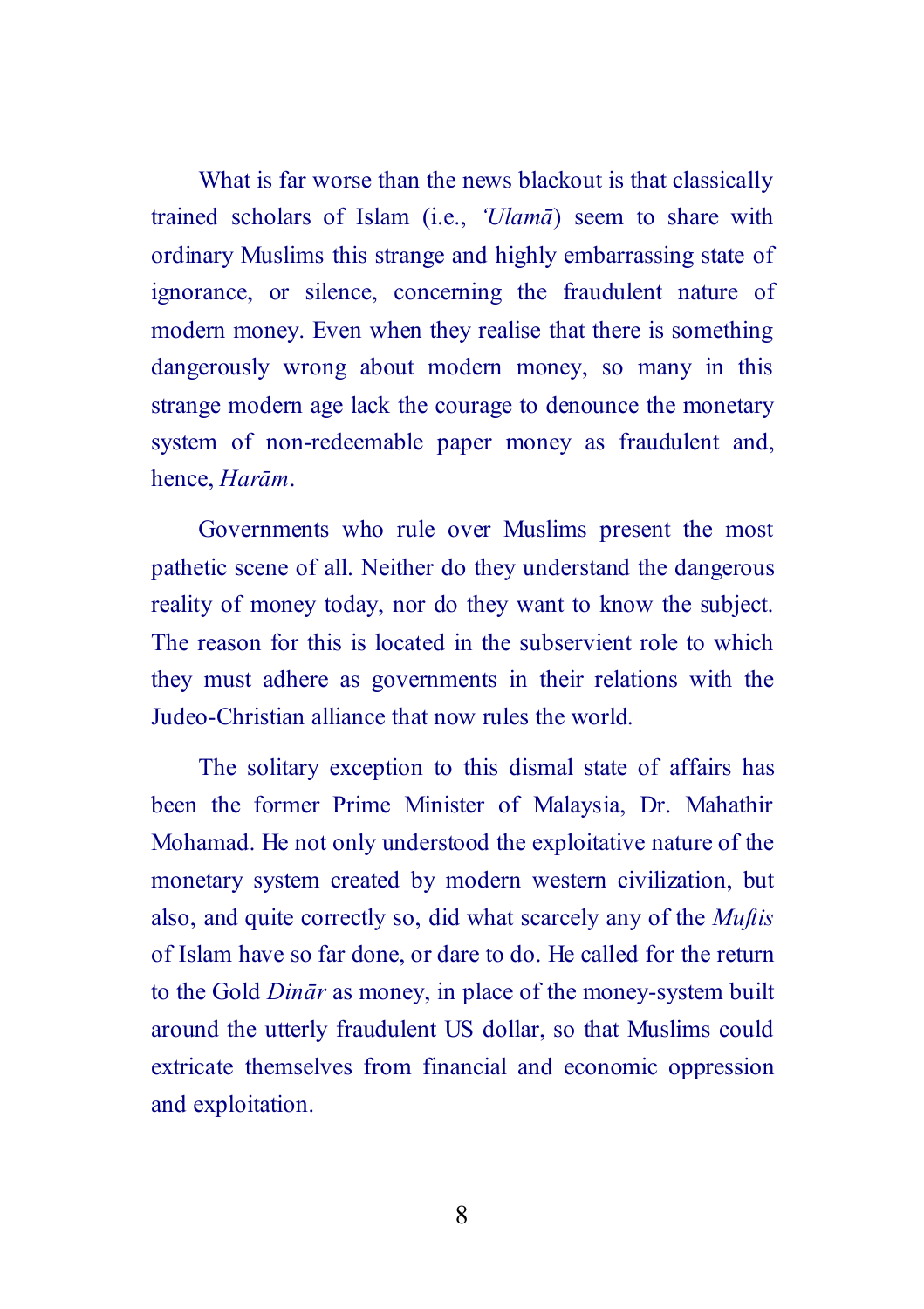What is far worse than the news blackout is that classically trained scholars of Islam (i.e., *'Ulamā*) seem to share with ordinary Muslims this strange and highly embarrassing state of ignorance, or silence, concerning the fraudulent nature of modern money. Even when they realise that there is something dangerously wrong about modern money, so many in this strange modern age lack the courage to denounce the monetary system of non-redeemable paper money as fraudulent and, hence, *Harām*.

Governments who rule over Muslims present the most pathetic scene of all. Neither do they understand the dangerous reality of money today, nor do they want to know the subject. The reason for this is located in the subservient role to which they must adhere as governments in their relations with the Judeo-Christian alliance that now rules the world.

The solitary exception to this dismal state of affairs has been the former Prime Minister of Malaysia, Dr. Mahathir Mohamad. He not only understood the exploitative nature of the monetary system created by modern western civilization, but also, and quite correctly so, did what scarcely any of the *Muftis* of Islam have so far done, or dare to do. He called for the return to the Gold *Dinār* as money, in place of the money-system built around the utterly fraudulent US dollar, so that Muslims could extricate themselves from financial and economic oppression and exploitation.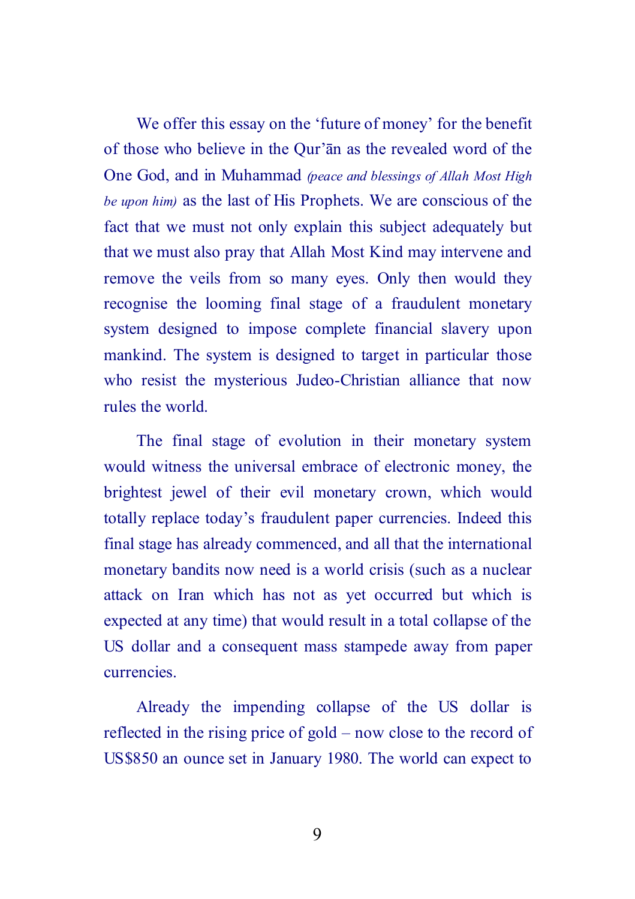We offer this essay on the 'future of money' for the benefit of those who believe in the Qur'ān as the revealed word of the One God, and in Muhammad *(peace and blessings of Allah Most High be upon him)* as the last of His Prophets. We are conscious of the fact that we must not only explain this subject adequately but that we must also pray that Allah Most Kind may intervene and remove the veils from so many eyes. Only then would they recognise the looming final stage of a fraudulent monetary system designed to impose complete financial slavery upon mankind. The system is designed to target in particular those who resist the mysterious Judeo-Christian alliance that now rules the world.

The final stage of evolution in their monetary system would witness the universal embrace of electronic money, the brightest jewel of their evil monetary crown, which would totally replace today's fraudulent paper currencies. Indeed this final stage has already commenced, and all that the international monetary bandits now need is a world crisis (such as a nuclear attack on Iran which has not as yet occurred but which is expected at any time) that would result in a total collapse of the US dollar and a consequent mass stampede away from paper currencies.

Already the impending collapse of the US dollar is reflected in the rising price of gold – now close to the record of US$850 an ounce set in January 1980. The world can expect to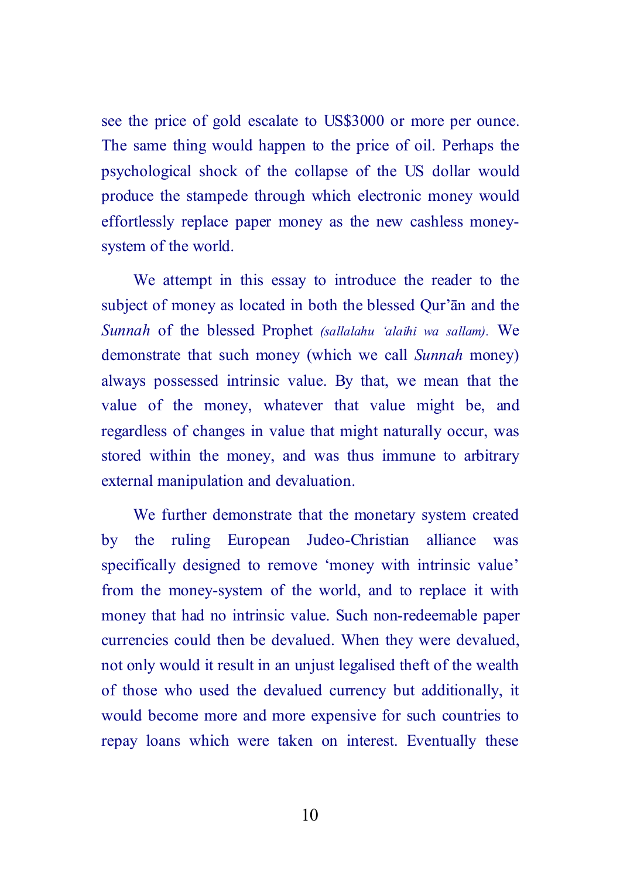see the price of gold escalate to US$3000 or more per ounce. The same thing would happen to the price of oil. Perhaps the psychological shock of the collapse of the US dollar would produce the stampede through which electronic money would effortlessly replace paper money as the new cashless money-system of the world.

We attempt in this essay to introduce the reader to the subject of money as located in both the blessed Qur'ān and the *Sunnah* of the blessed Prophet *(sallalahu 'alaihi wa sallam).* We demonstrate that such money (which we call *Sunnah* money) always possessed intrinsic value. By that, we mean that the value of the money, whatever that value might be, and regardless of changes in value that might naturally occur, was stored within the money, and was thus immune to arbitrary external manipulation and devaluation.

We further demonstrate that the monetary system created by the ruling European Judeo-Christian alliance was specifically designed to remove 'money with intrinsic value' from the money-system of the world, and to replace it with money that had no intrinsic value. Such non-redeemable paper currencies could then be devalued. When they were devalued, not only would it result in an unjust legalised theft of the wealth of those who used the devalued currency but additionally, it would become more and more expensive for such countries to repay loans which were taken on interest. Eventually these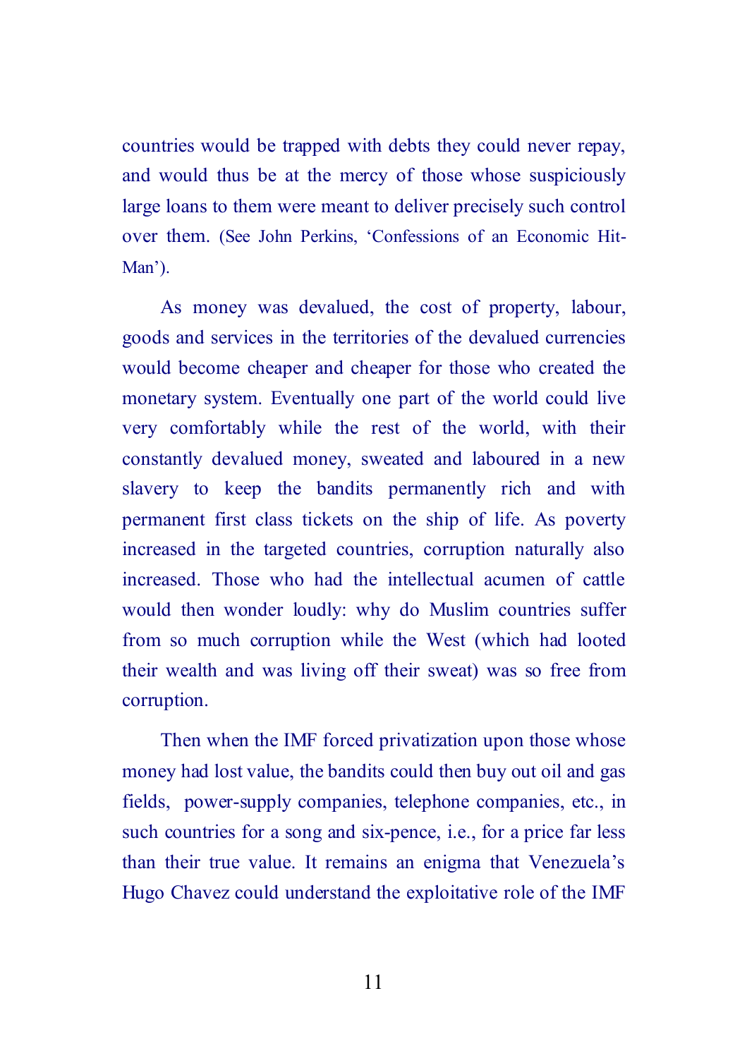countries would be trapped with debts they could never repay, and would thus be at the mercy of those whose suspiciously large loans to them were meant to deliver precisely such control over them. (See John Perkins, 'Confessions of an Economic Hit-Man').

As money was devalued, the cost of property, labour, goods and services in the territories of the devalued currencies would become cheaper and cheaper for those who created the monetary system. Eventually one part of the world could live very comfortably while the rest of the world, with their constantly devalued money, sweated and laboured in a new slavery to keep the bandits permanently rich and with permanent first class tickets on the ship of life. As poverty increased in the targeted countries, corruption naturally also increased. Those who had the intellectual acumen of cattle would then wonder loudly: why do Muslim countries suffer from so much corruption while the West (which had looted their wealth and was living off their sweat) was so free from corruption.

Then when the IMF forced privatization upon those whose money had lost value, the bandits could then buy out oil and gas fields, power-supply companies, telephone companies, etc., in such countries for a song and six-pence, i.e., for a price far less than their true value. It remains an enigma that Venezuela's Hugo Chavez could understand the exploitative role of the IMF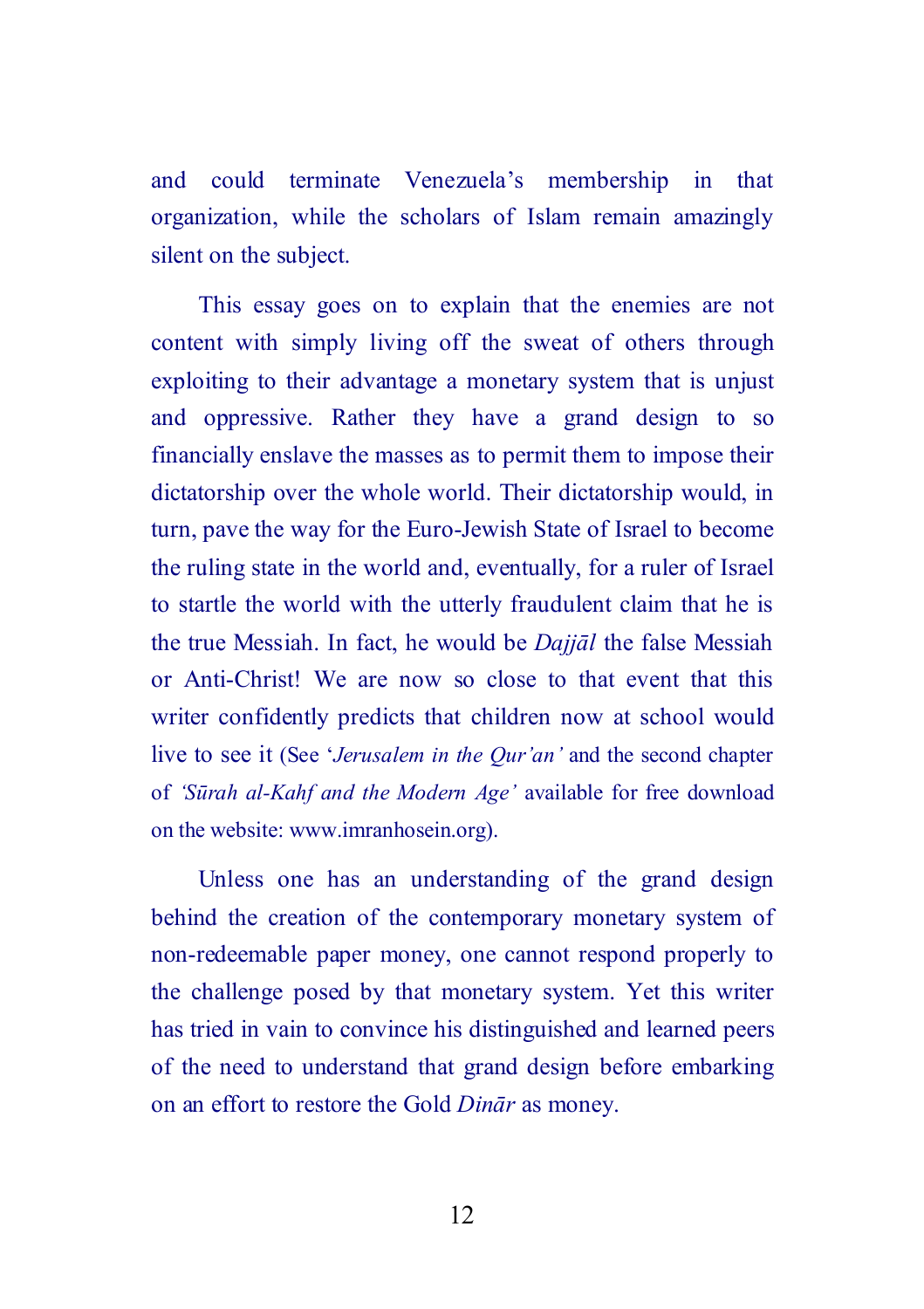and could terminate Venezuela's membership in that organization, while the scholars of Islam remain amazingly silent on the subject.

This essay goes on to explain that the enemies are not content with simply living off the sweat of others through exploiting to their advantage a monetary system that is unjust and oppressive. Rather they have a grand design to so financially enslave the masses as to permit them to impose their dictatorship over the whole world. Their dictatorship would, in turn, pave the way for the Euro-Jewish State of Israel to become the ruling state in the world and, eventually, for a ruler of Israel to startle the world with the utterly fraudulent claim that he is the true Messiah. In fact, he would be *Dajjāl* the false Messiah or Anti-Christ! We are now so close to that event that this writer confidently predicts that children now at school would live to see it (See '*Jerusalem in the Qur'an'* and the second chapter of *'Sūrah al-Kahf and the Modern Age'* available for free download on the website: www.imranhosein.org).

Unless one has an understanding of the grand design behind the creation of the contemporary monetary system of non-redeemable paper money, one cannot respond properly to the challenge posed by that monetary system. Yet this writer has tried in vain to convince his distinguished and learned peers of the need to understand that grand design before embarking on an effort to restore the Gold *Dinār* as money.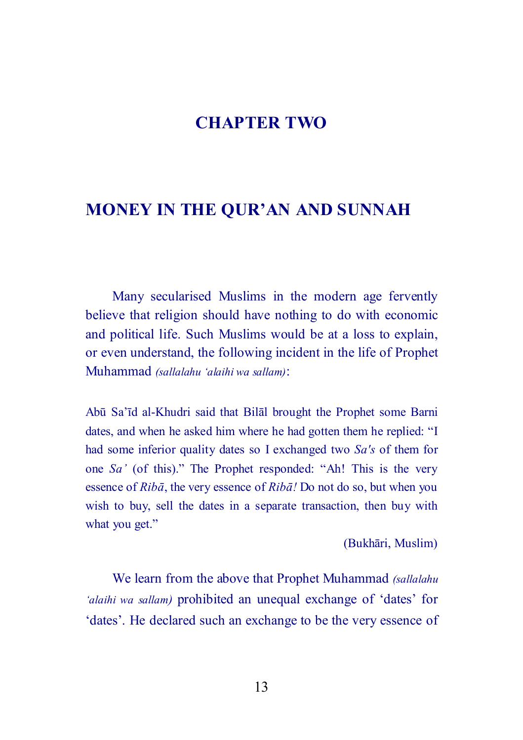# CHAPTER TWO

## MONEY IN THE QUR'AN AND SUNNAH

Many secularised Muslims in the modern age fervently believe that religion should have nothing to do with economic and political life. Such Muslims would be at a loss to explain, or even understand, the following incident in the life of Prophet Muhammad *(sallalahu 'alaihi wa sallam)*:

> Abū Sa'īd al-Khudri said that Bilāl brought the Prophet some Barni dates, and when he asked him where he had gotten them he replied: "I had some inferior quality dates so I exchanged two *Sa's* of them for one *Sa'* (of this)." The Prophet responded: "Ah! This is the very essence of *Ribā*, the very essence of *Ribā!* Do not do so, but when you wish to buy, sell the dates in a separate transaction, then buy with what you get."
>
> (Bukhāri, Muslim)

We learn from the above that Prophet Muhammad *(sallalahu 'alaihi wa sallam)* prohibited an unequal exchange of 'dates' for 'dates'. He declared such an exchange to be the very essence of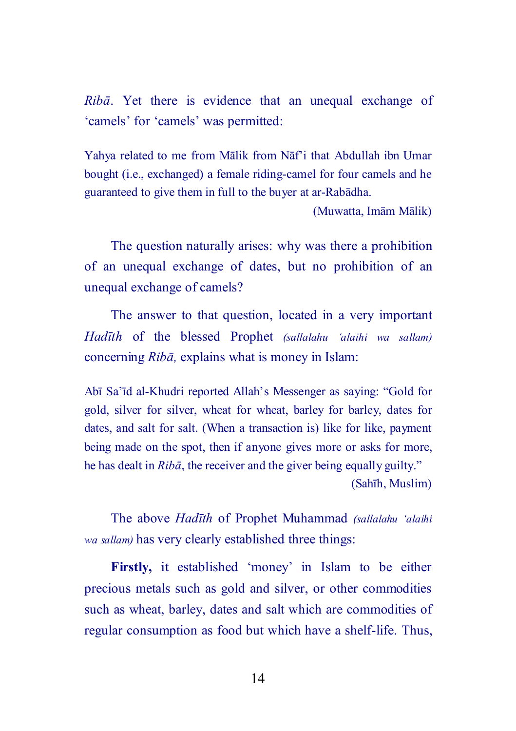*Ribā*. Yet there is evidence that an unequal exchange of 'camels' for 'camels' was permitted:

> Yahya related to me from Mālik from Nāf'i that Abdullah ibn Umar bought (i.e., exchanged) a female riding-camel for four camels and he guaranteed to give them in full to the buyer at ar-Rabādha.
>
> (Muwatta, Imām Mālik)

The question naturally arises: why was there a prohibition of an unequal exchange of dates, but no prohibition of an unequal exchange of camels?

The answer to that question, located in a very important *Hadīth* of the blessed Prophet *(sallalahu 'alaihi wa sallam)* concerning *Ribā,* explains what is money in Islam:

> Abī Sa'īd al-Khudri reported Allah's Messenger as saying: "Gold for gold, silver for silver, wheat for wheat, barley for barley, dates for dates, and salt for salt. (When a transaction is) like for like, payment being made on the spot, then if anyone gives more or asks for more, he has dealt in *Ribā*, the receiver and the giver being equally guilty."
>
> (Sahīh, Muslim)

The above *Hadīth* of Prophet Muhammad *(sallalahu 'alaihi wa sallam)* has very clearly established three things:

**Firstly,** it established 'money' in Islam to be either precious metals such as gold and silver, or other commodities such as wheat, barley, dates and salt which are commodities of regular consumption as food but which have a shelf-life. Thus,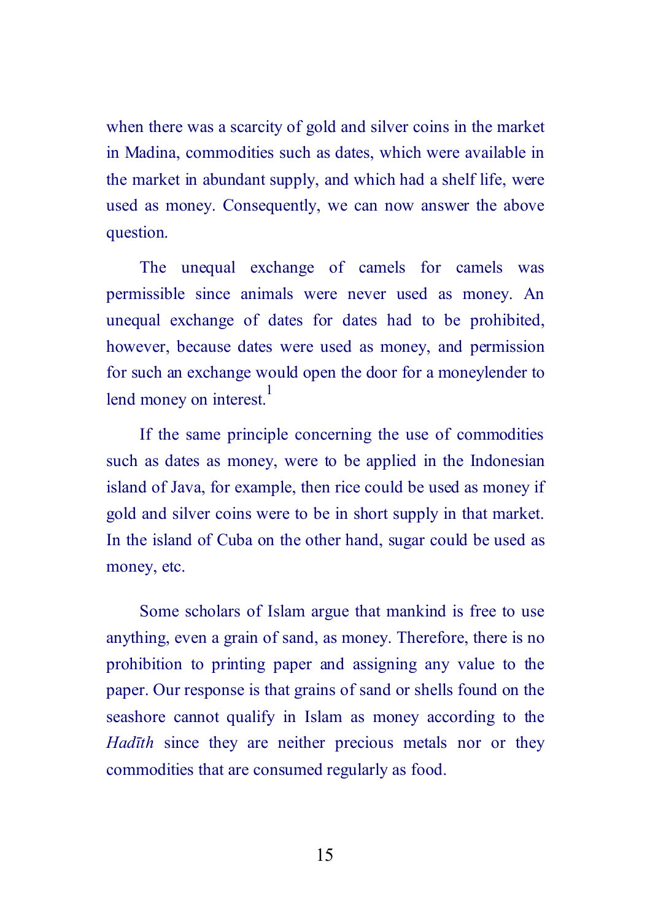when there was a scarcity of gold and silver coins in the market in Madina, commodities such as dates, which were available in the market in abundant supply, and which had a shelf life, were used as money. Consequently, we can now answer the above question.

The unequal exchange of camels for camels was permissible since animals were never used as money. An unequal exchange of dates for dates had to be prohibited, however, because dates were used as money, and permission for such an exchange would open the door for a moneylender to lend money on interest.[1]

If the same principle concerning the use of commodities such as dates as money, were to be applied in the Indonesian island of Java, for example, then rice could be used as money if gold and silver coins were to be in short supply in that market. In the island of Cuba on the other hand, sugar could be used as money, etc.

Some scholars of Islam argue that mankind is free to use anything, even a grain of sand, as money. Therefore, there is no prohibition to printing paper and assigning any value to the paper. Our response is that grains of sand or shells found on the seashore cannot qualify in Islam as money according to the *Hadīth* since they are neither precious metals nor or they commodities that are consumed regularly as food.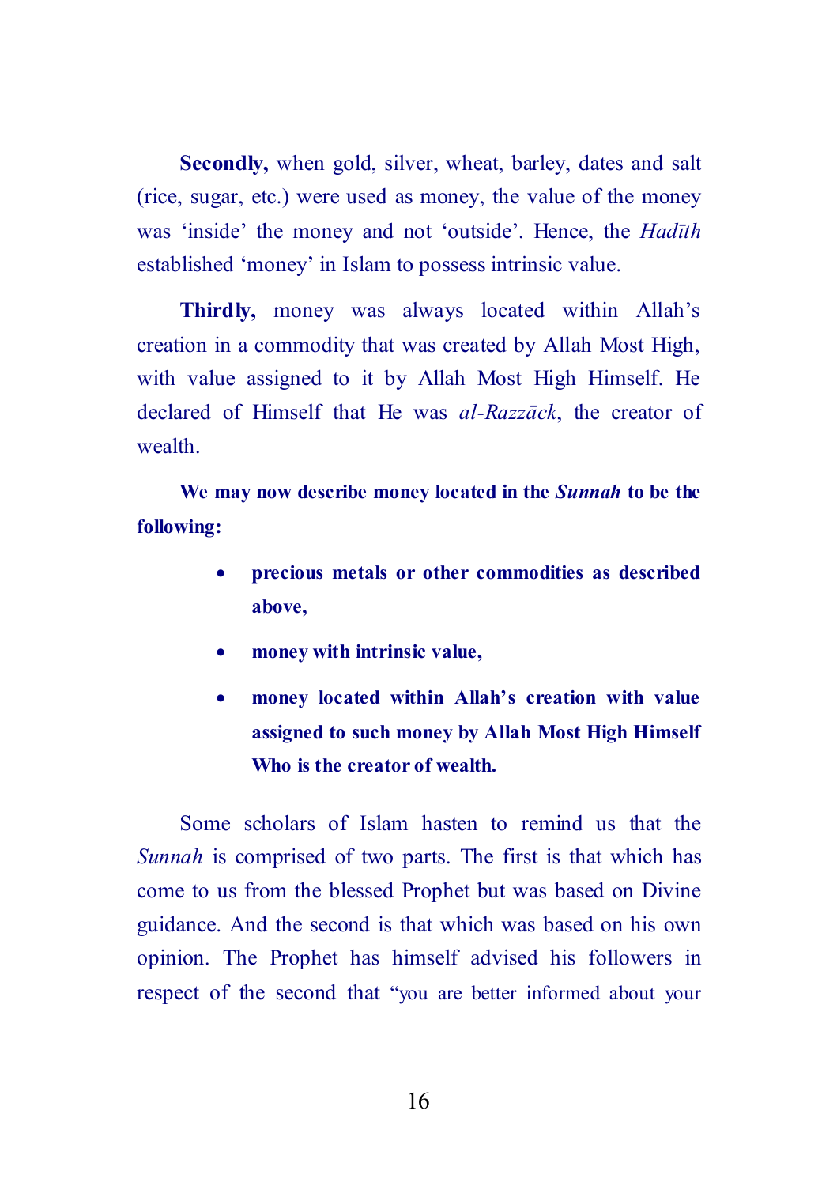**Secondly,** when gold, silver, wheat, barley, dates and salt (rice, sugar, etc.) were used as money, the value of the money was 'inside' the money and not 'outside'. Hence, the *Hadīth* established 'money' in Islam to possess intrinsic value.

**Thirdly,** money was always located within Allah's creation in a commodity that was created by Allah Most High, with value assigned to it by Allah Most High Himself. He declared of Himself that He was *al-Razzāck*, the creator of wealth.

**We may now describe money located in the *Sunnah* to be the following:**

- **precious metals or other commodities as described above,**
- **money with intrinsic value,**
- **money located within Allah's creation with value assigned to such money by Allah Most High Himself Who is the creator of wealth.**

Some scholars of Islam hasten to remind us that the *Sunnah* is comprised of two parts. The first is that which has come to us from the blessed Prophet but was based on Divine guidance. And the second is that which was based on his own opinion. The Prophet has himself advised his followers in respect of the second that "you are better informed about your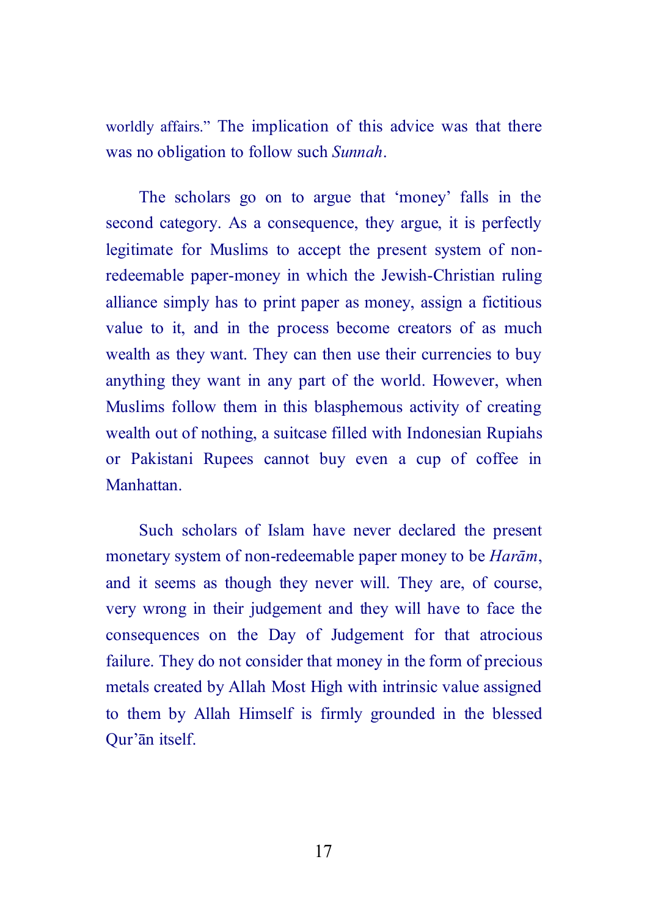worldly affairs." The implication of this advice was that there was no obligation to follow such *Sunnah*.

The scholars go on to argue that 'money' falls in the second category. As a consequence, they argue, it is perfectly legitimate for Muslims to accept the present system of non-redeemable paper-money in which the Jewish-Christian ruling alliance simply has to print paper as money, assign a fictitious value to it, and in the process become creators of as much wealth as they want. They can then use their currencies to buy anything they want in any part of the world. However, when Muslims follow them in this blasphemous activity of creating wealth out of nothing, a suitcase filled with Indonesian Rupiahs or Pakistani Rupees cannot buy even a cup of coffee in Manhattan.

Such scholars of Islam have never declared the present monetary system of non-redeemable paper money to be *Harām*, and it seems as though they never will. They are, of course, very wrong in their judgement and they will have to face the consequences on the Day of Judgement for that atrocious failure. They do not consider that money in the form of precious metals created by Allah Most High with intrinsic value assigned to them by Allah Himself is firmly grounded in the blessed Qur'ān itself.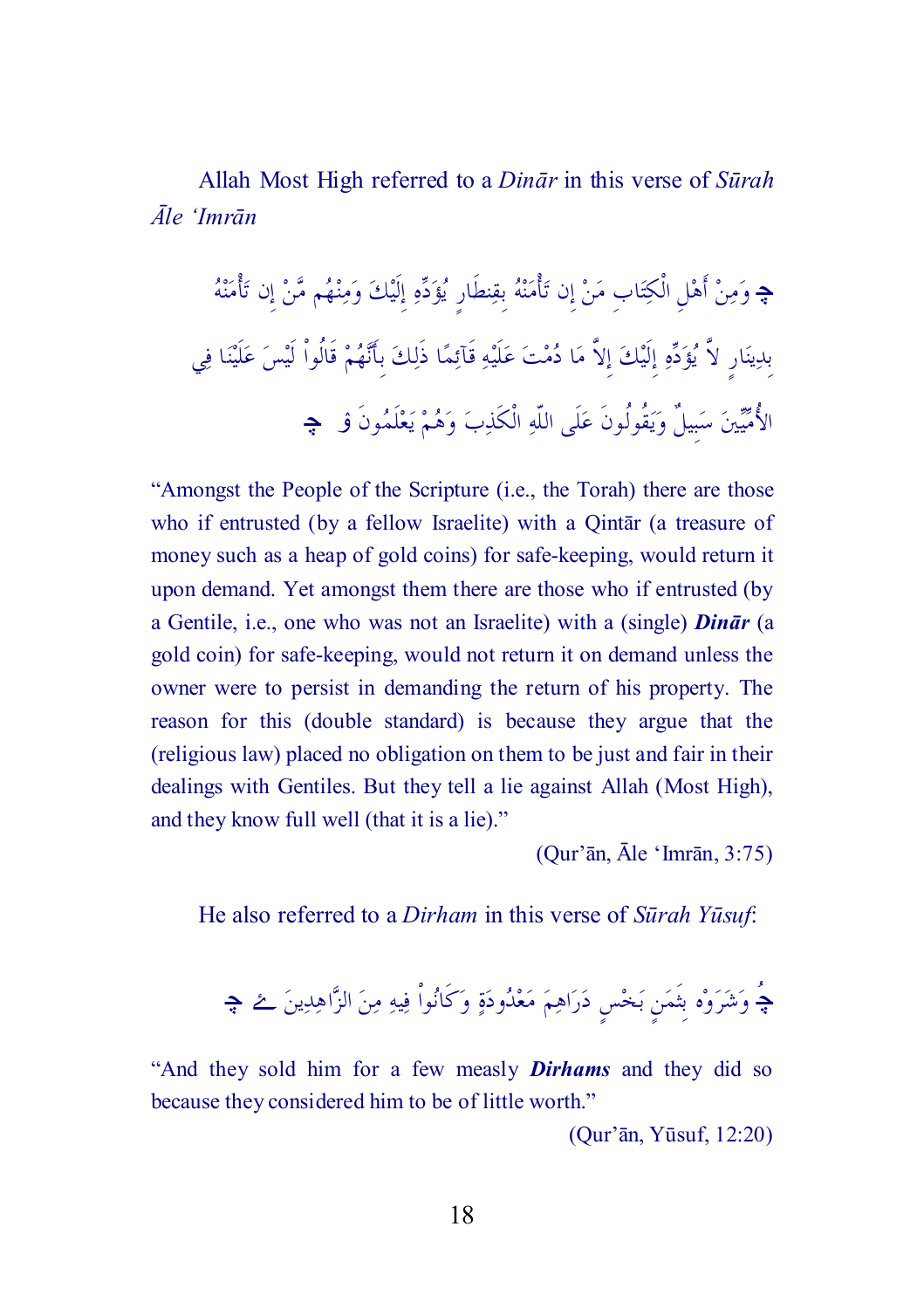Allah Most High referred to a *Dinār* in this verse of *Sūrah Āle 'Imrān*

﴿ وَمِنْ أَهْلِ الْكِتَابِ مَنْ إِن تَأْمَنْهُ بِقِنطَارٍ يُؤَدِّهِ إِلَيْكَ وَمِنْهُم مَّنْ إِن تَأْمَنْهُ بِدِينَارٍ لاَّ يُؤَدِّهِ إِلَيْكَ إِلاَّ مَا دُمْتَ عَلَيْهِ قَآئِمًا ذَلِكَ بِأَنَّهُمْ قَالُواْ لَيْسَ عَلَيْنَا فِي الأُمِّيِّينَ سَبِيلٌ وَيَقُولُونَ عَلَى اللّهِ الْكَذِبَ وَهُمْ يَعْلَمُونَ ﴾

"Amongst the People of the Scripture (i.e., the Torah) there are those who if entrusted (by a fellow Israelite) with a Qintār (a treasure of money such as a heap of gold coins) for safe-keeping, would return it upon demand. Yet amongst them there are those who if entrusted (by a Gentile, i.e., one who was not an Israelite) with a (single) ***Dinār*** (a gold coin) for safe-keeping, would not return it on demand unless the owner were to persist in demanding the return of his property. The reason for this (double standard) is because they argue that the (religious law) placed no obligation on them to be just and fair in their dealings with Gentiles. But they tell a lie against Allah (Most High), and they know full well (that it is a lie)."

(Qur'ān, Āle 'Imrān, 3:75)

He also referred to a *Dirham* in this verse of *Sūrah Yūsuf*:

﴿ وَشَرَوْهُ بِثَمَنٍ بَخْسٍ دَرَاهِمَ مَعْدُودَةٍ وَكَانُواْ فِيهِ مِنَ الزَّاهِدِينَ ﴾

"And they sold him for a few measly ***Dirhams*** and they did so because they considered him to be of little worth."

(Qur'ān, Yūsuf, 12:20)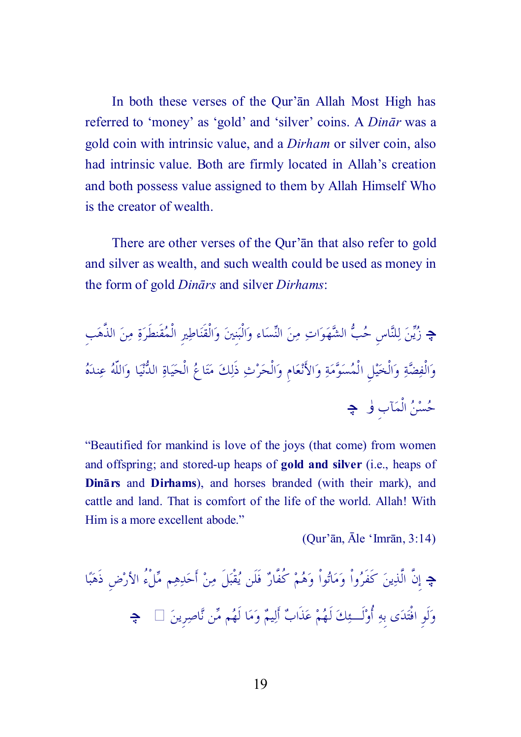In both these verses of the Qur'ān Allah Most High has referred to 'money' as 'gold' and 'silver' coins. A *Dinār* was a gold coin with intrinsic value, and a *Dirham* or silver coin, also had intrinsic value. Both are firmly located in Allah's creation and both possess value assigned to them by Allah Himself Who is the creator of wealth.

There are other verses of the Qur'ān that also refer to gold and silver as wealth, and such wealth could be used as money in the form of gold *Dinārs* and silver *Dirhams*:

﴿ زُيِّنَ لِلنَّاسِ حُبُّ الشَّهَوَاتِ مِنَ النِّسَاء وَالْبَنِينَ وَالْقَنَاطِيرِ الْمُقَنطَرَةِ مِنَ الذَّهَبِ وَالْفِضَّةِ وَالْخَيْلِ الْمُسَوَّمَةِ وَالأَنْعَامِ وَالْحَرْثِ ذَلِكَ مَتَاعُ الْحَيَاةِ الدُّنْيَا وَاللّهُ عِندَهُ حُسْنُ الْمَآبِ ﴾

"Beautified for mankind is love of the joys (that come) from women and offspring; and stored-up heaps of **gold and silver** (i.e., heaps of **Dinārs** and **Dirhams**), and horses branded (with their mark), and cattle and land. That is comfort of the life of the world. Allah! With Him is a more excellent abode."

(Qur'ān, Āle 'Imrān, 3:14)

﴿ إِنَّ الَّذِينَ كَفَرُواْ وَمَاتُواْ وَهُمْ كُفَّارٌ فَلَن يُقْبَلَ مِنْ أَحَدِهِم مِّلْءُ الأرْضِ ذَهَبًا وَلَوِ افْتَدَى بِهِ أُوْلَـئِكَ لَهُمْ عَذَابٌ أَلِيمٌ وَمَا لَهُم مِّن نَّاصِرِينَ ﴾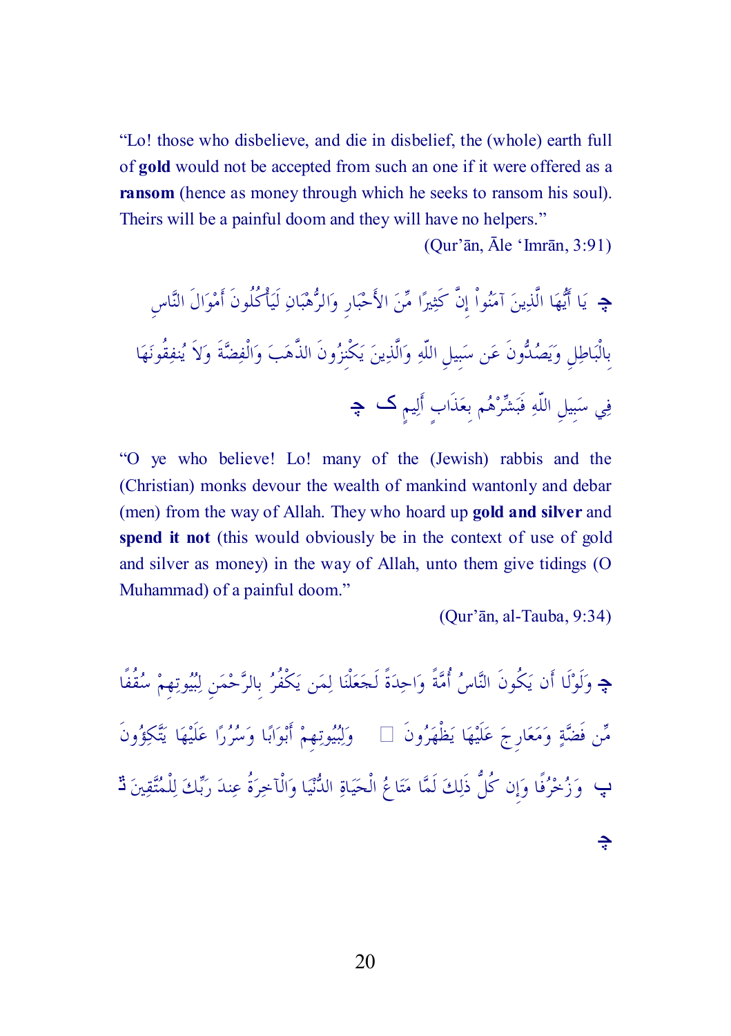"Lo! those who disbelieve, and die in disbelief, the (whole) earth full of **gold** would not be accepted from such an one if it were offered as a **ransom** (hence as money through which he seeks to ransom his soul). Theirs will be a painful doom and they will have no helpers."

(Qur'ān, Āle 'Imrān, 3:91)

ﭽ يَا أَيُّهَا الَّذِينَ آمَنُواْ إِنَّ كَثِيرًا مِّنَ الأَحْبَارِ وَالرُّهْبَانِ لَيَأْكُلُونَ أَمْوَالَ النَّاسِ بِالْبَاطِلِ وَيَصُدُّونَ عَن سَبِيلِ اللّهِ وَالَّذِينَ يَكْنِزُونَ الذَّهَبَ وَالْفِضَّةَ وَلاَ يُنفِقُونَهَا فِي سَبِيلِ اللّهِ فَبَشِّرْهُم بِعَذَابٍ أَلِيمٍ ﮐ ﭼ

"O ye who believe! Lo! many of the (Jewish) rabbis and the (Christian) monks devour the wealth of mankind wantonly and debar (men) from the way of Allah. They who hoard up **gold and silver** and **spend it not** (this would obviously be in the context of use of gold and silver as money) in the way of Allah, unto them give tidings (O Muhammad) of a painful doom."

(Qur'ān, al-Tauba, 9:34)

ﭽ وَلَوْلَا أَن يَكُونَ النَّاسُ أُمَّةً وَاحِدَةً لَجَعَلْنَا لِمَن يَكْفُرُ بِالرَّحْمَنِ لِبُيُوتِهِمْ سُقُفًا مِّن فَضَّةٍ وَمَعَارِجَ عَلَيْهَا يَظْهَرُونَ  وَلِبُيُوتِهِمْ أَبْوَابًا وَسُرُرًا عَلَيْهَا يَتَّكِؤُونَ ﭖ وَزُخْرُفًا وَإِن كُلُّ ذَلِكَ لَمَّا مَتَاعُ الْحَيَاةِ الدُّنْيَا وَالْآخِرَةُ عِندَ رَبِّكَ لِلْمُتَّقِينَ ﭗ ﭼ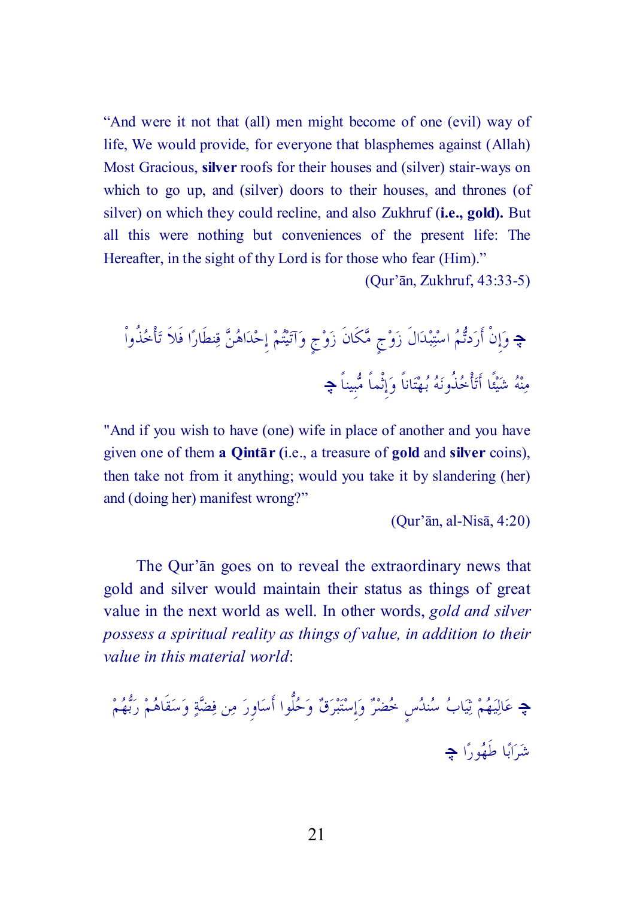“And were it not that (all) men might become of one (evil) way of life, We would provide, for everyone that blasphemes against (Allah) Most Gracious, **silver** roofs for their houses and (silver) stair-ways on which to go up, and (silver) doors to their houses, and thrones (of silver) on which they could recline, and also Zukhruf (**i.e., gold).** But all this were nothing but conveniences of the present life: The Hereafter, in the sight of thy Lord is for those who fear (Him).”

(Qur’ān, Zukhruf, 43:33-5)

﴿ وَإِنْ أَرَدتُّمُ اسْتِبْدَالَ زَوْجٍ مَّكَانَ زَوْجٍ وَآتَيْتُمْ إِحْدَاهُنَّ قِنطَارًا فَلاَ تَأْخُذُواْ مِنْهُ شَيْئًا أَتَأْخُذُونَهُ بُهْتَاناً وَإِثْماً مُّبِيناً ﴾

"And if you wish to have (one) wife in place of another and you have given one of them **a Qintār (**i.e., a treasure of **gold** and **silver** coins), then take not from it anything; would you take it by slandering (her) and (doing her) manifest wrong?”

(Qur’ān, al-Nisā, 4:20)

The Qur’ān goes on to reveal the extraordinary news that gold and silver would maintain their status as things of great value in the next world as well. In other words, *gold and silver possess a spiritual reality as things of value, in addition to their value in this material world*:

﴿ عَالِيَهُمْ ثِيَابُ سُندُسٍ خُضْرٌ وَإِسْتَبْرَقٌ وَحُلُّوا أَسَاوِرَ مِن فِضَّةٍ وَسَقَاهُمْ رَبُّهُمْ شَرَابًا طَهُورًا ﴾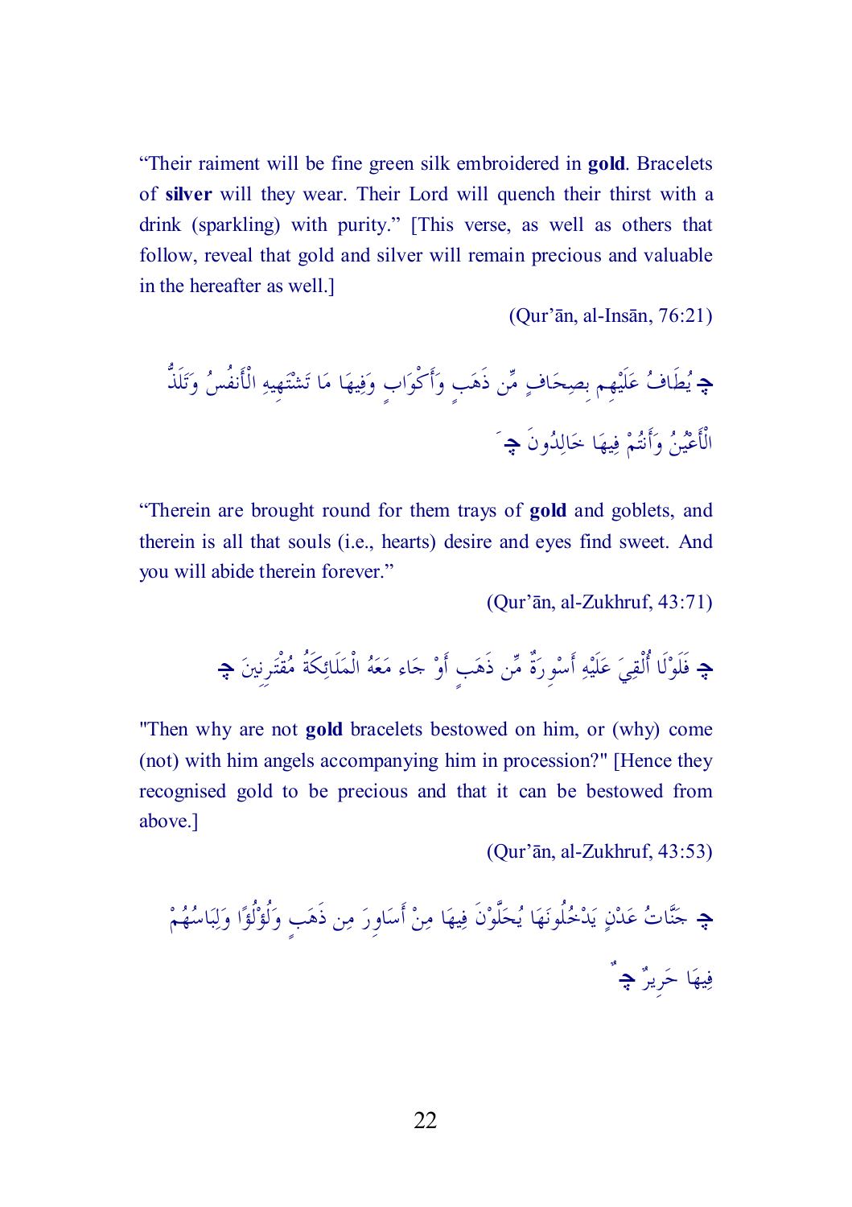"Their raiment will be fine green silk embroidered in **gold**. Bracelets of **silver** will they wear. Their Lord will quench their thirst with a drink (sparkling) with purity." [This verse, as well as others that follow, reveal that gold and silver will remain precious and valuable in the hereafter as well.]

(Qur'ān, al-Insān, 76:21)

﴿ يُطَافُ عَلَيْهِم بِصِحَافٍ مِّن ذَهَبٍ وَأَكْوَابٍ وَفِيهَا مَا تَشْتَهِيهِ الْأَنفُسُ وَتَلَذُّ الْأَعْيُنُ وَأَنتُمْ فِيهَا خَالِدُونَ ﴾

"Therein are brought round for them trays of **gold** and goblets, and therein is all that souls (i.e., hearts) desire and eyes find sweet. And you will abide therein forever."

(Qur'ān, al-Zukhruf, 43:71)

﴿ فَلَوْلَا أُلْقِيَ عَلَيْهِ أَسْوِرَةٌ مِّن ذَهَبٍ أَوْ جَاء مَعَهُ الْمَلَائِكَةُ مُقْتَرِنِينَ ﴾

"Then why are not **gold** bracelets bestowed on him, or (why) come (not) with him angels accompanying him in procession?" [Hence they recognised gold to be precious and that it can be bestowed from above.]

(Qur'ān, al-Zukhruf, 43:53)

﴿ جَنَّاتُ عَدْنٍ يَدْخُلُونَهَا يُحَلَّوْنَ فِيهَا مِنْ أَسَاوِرَ مِن ذَهَبٍ وَلُؤْلُؤًا وَلِبَاسُهُمْ فِيهَا حَرِيرٌ ﴾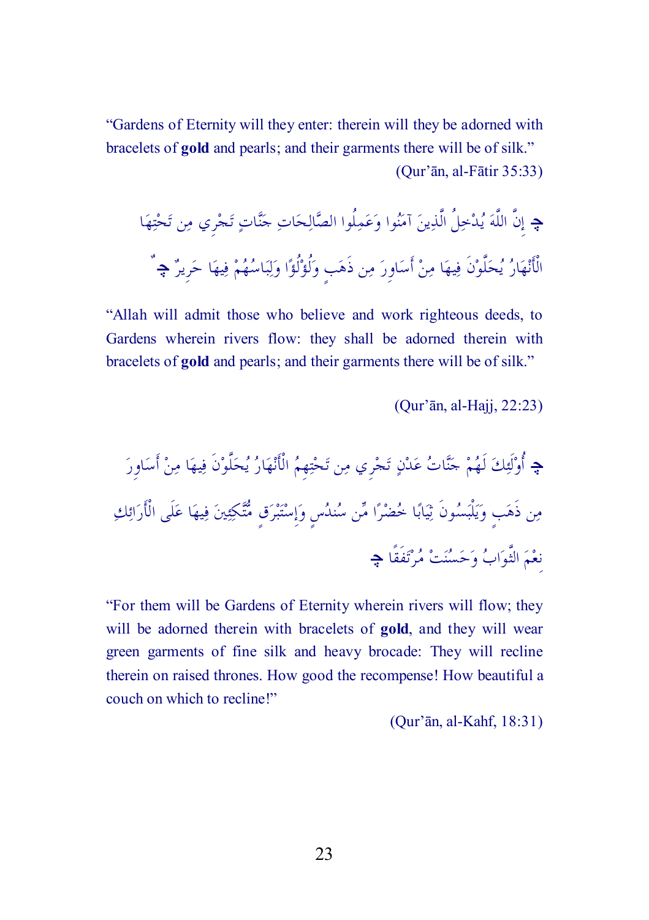"Gardens of Eternity will they enter: therein will they be adorned with bracelets of **gold** and pearls; and their garments there will be of silk."

(Qur'ān, al-Fātir 35:33)

﴿ إِنَّ اللَّهَ يُدْخِلُ الَّذِينَ آمَنُوا وَعَمِلُوا الصَّالِحَاتِ جَنَّاتٍ تَجْرِي مِن تَحْتِهَا الْأَنْهَارُ يُحَلَّوْنَ فِيهَا مِنْ أَسَاوِرَ مِن ذَهَبٍ وَلُؤْلُؤًا وَلِبَاسُهُمْ فِيهَا حَرِيرٌ ﴾

"Allah will admit those who believe and work righteous deeds, to Gardens wherein rivers flow: they shall be adorned therein with bracelets of **gold** and pearls; and their garments there will be of silk."

(Qur'ān, al-Hajj, 22:23)

﴿ أُوْلَئِكَ لَهُمْ جَنَّاتُ عَدْنٍ تَجْرِي مِن تَحْتِهِمُ الْأَنْهَارُ يُحَلَّوْنَ فِيهَا مِنْ أَسَاوِرَ مِن ذَهَبٍ وَيَلْبَسُونَ ثِيَابًا خُضْرًا مِّن سُندُسٍ وَإِسْتَبْرَقٍ مُّتَّكِئِينَ فِيهَا عَلَى الْأَرَائِكِ نِعْمَ الثَّوَابُ وَحَسُنَتْ مُرْتَفَقًا ﴾

"For them will be Gardens of Eternity wherein rivers will flow; they will be adorned therein with bracelets of **gold**, and they will wear green garments of fine silk and heavy brocade: They will recline therein on raised thrones. How good the recompense! How beautiful a couch on which to recline!"

(Qur'ān, al-Kahf, 18:31)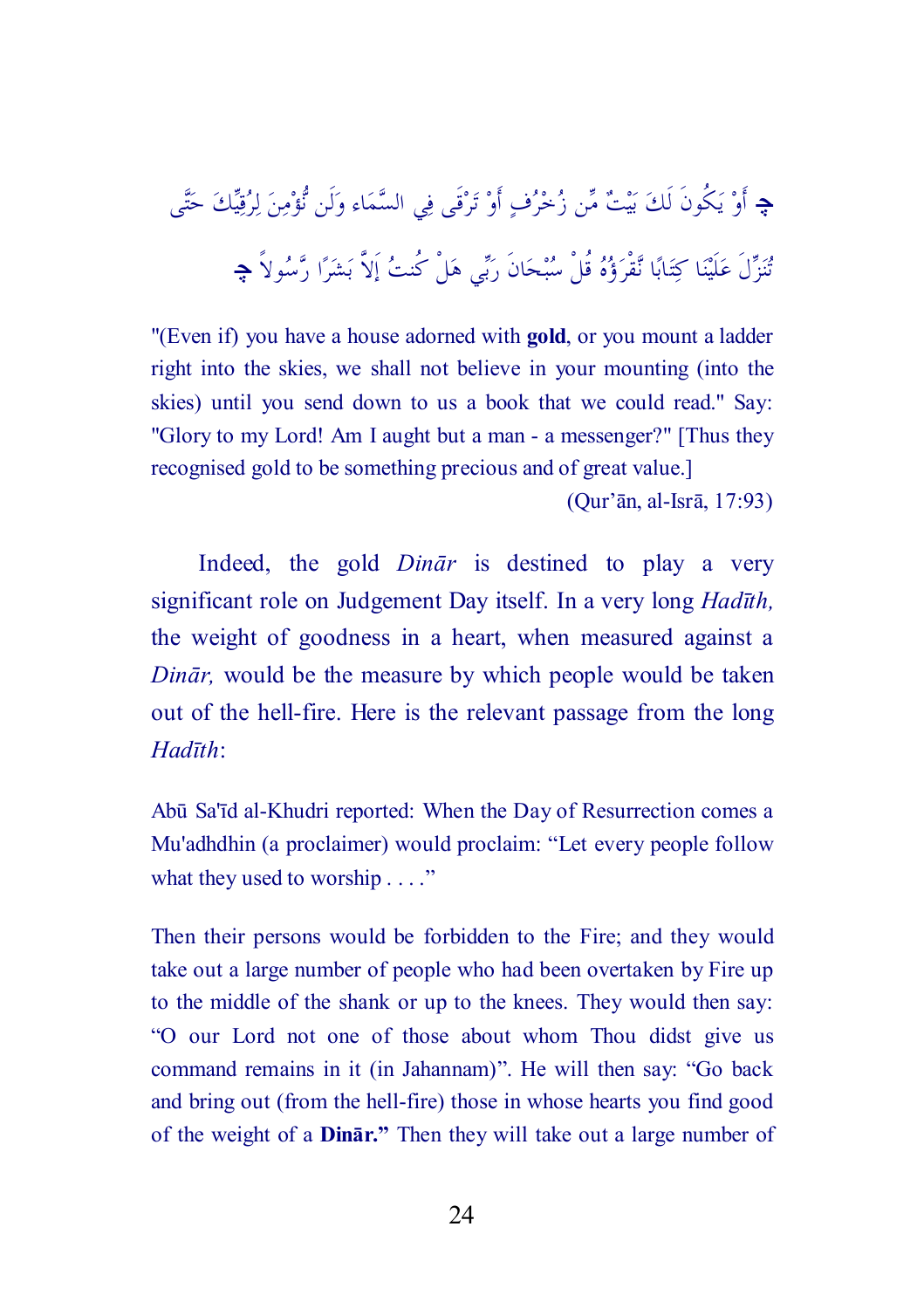﴿ أَوْ يَكُونَ لَكَ بَيْتٌ مِّن زُخْرُفٍ أَوْ تَرْقَى فِي السَّمَاءِ وَلَن نُّؤْمِنَ لِرُقِيِّكَ حَتَّى تُنَزِّلَ عَلَيْنَا كِتَابًا نَّقْرَؤُهُ قُلْ سُبْحَانَ رَبِّي هَلْ كُنتُ إَلاَّ بَشَرًا رَّسُولاً ﴾

"(Even if) you have a house adorned with **gold**, or you mount a ladder right into the skies, we shall not believe in your mounting (into the skies) until you send down to us a book that we could read." Say: "Glory to my Lord! Am I aught but a man - a messenger?" [Thus they recognised gold to be something precious and of great value.]

(Qur'ān, al-Isrā, 17:93)

Indeed, the gold *Dinār* is destined to play a very significant role on Judgement Day itself. In a very long *Hadīth,* the weight of goodness in a heart, when measured against a *Dinār,* would be the measure by which people would be taken out of the hell-fire. Here is the relevant passage from the long *Hadīth*:

Abū Sa'īd al-Khudri reported: When the Day of Resurrection comes a Mu'adhdhin (a proclaimer) would proclaim: "Let every people follow what they used to worship . . . ."

Then their persons would be forbidden to the Fire; and they would take out a large number of people who had been overtaken by Fire up to the middle of the shank or up to the knees. They would then say: "O our Lord not one of those about whom Thou didst give us command remains in it (in Jahannam)". He will then say: "Go back and bring out (from the hell-fire) those in whose hearts you find good of the weight of a **Dinār."** Then they will take out a large number of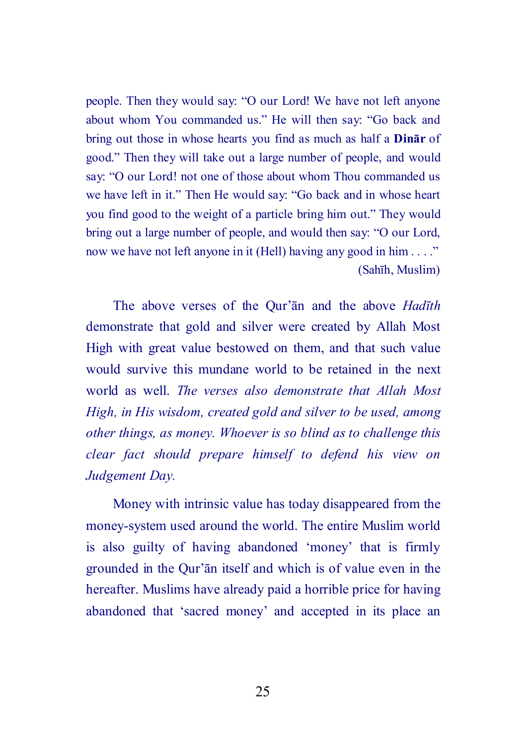people. Then they would say: "O our Lord! We have not left anyone about whom You commanded us." He will then say: "Go back and bring out those in whose hearts you find as much as half a **Dinār** of good." Then they will take out a large number of people, and would say: "O our Lord! not one of those about whom Thou commanded us we have left in it." Then He would say: "Go back and in whose heart you find good to the weight of a particle bring him out." They would bring out a large number of people, and would then say: "O our Lord, now we have not left anyone in it (Hell) having any good in him . . . ."
(Sahīh, Muslim)

The above verses of the Qur'ān and the above *Hadīth* demonstrate that gold and silver were created by Allah Most High with great value bestowed on them, and that such value would survive this mundane world to be retained in the next world as well. *The verses also demonstrate that Allah Most High, in His wisdom, created gold and silver to be used, among other things, as money. Whoever is so blind as to challenge this clear fact should prepare himself to defend his view on Judgement Day.*

Money with intrinsic value has today disappeared from the money-system used around the world. The entire Muslim world is also guilty of having abandoned 'money' that is firmly grounded in the Qur'ān itself and which is of value even in the hereafter. Muslims have already paid a horrible price for having abandoned that 'sacred money' and accepted in its place an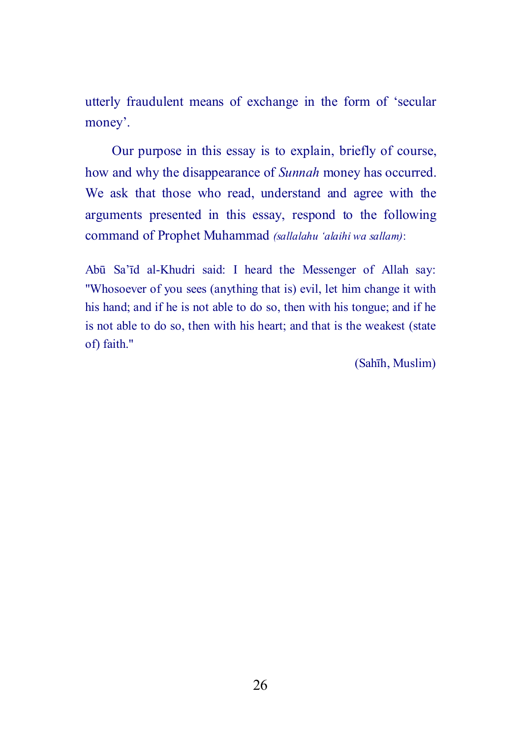utterly fraudulent means of exchange in the form of 'secular money'.

Our purpose in this essay is to explain, briefly of course, how and why the disappearance of *Sunnah* money has occurred. We ask that those who read, understand and agree with the arguments presented in this essay, respond to the following command of Prophet Muhammad *(sallalahu 'alaihi wa sallam)*:

> Abū Sa'īd al-Khudri said: I heard the Messenger of Allah say: "Whosoever of you sees (anything that is) evil, let him change it with his hand; and if he is not able to do so, then with his tongue; and if he is not able to do so, then with his heart; and that is the weakest (state of) faith."
>
> (Sahīh, Muslim)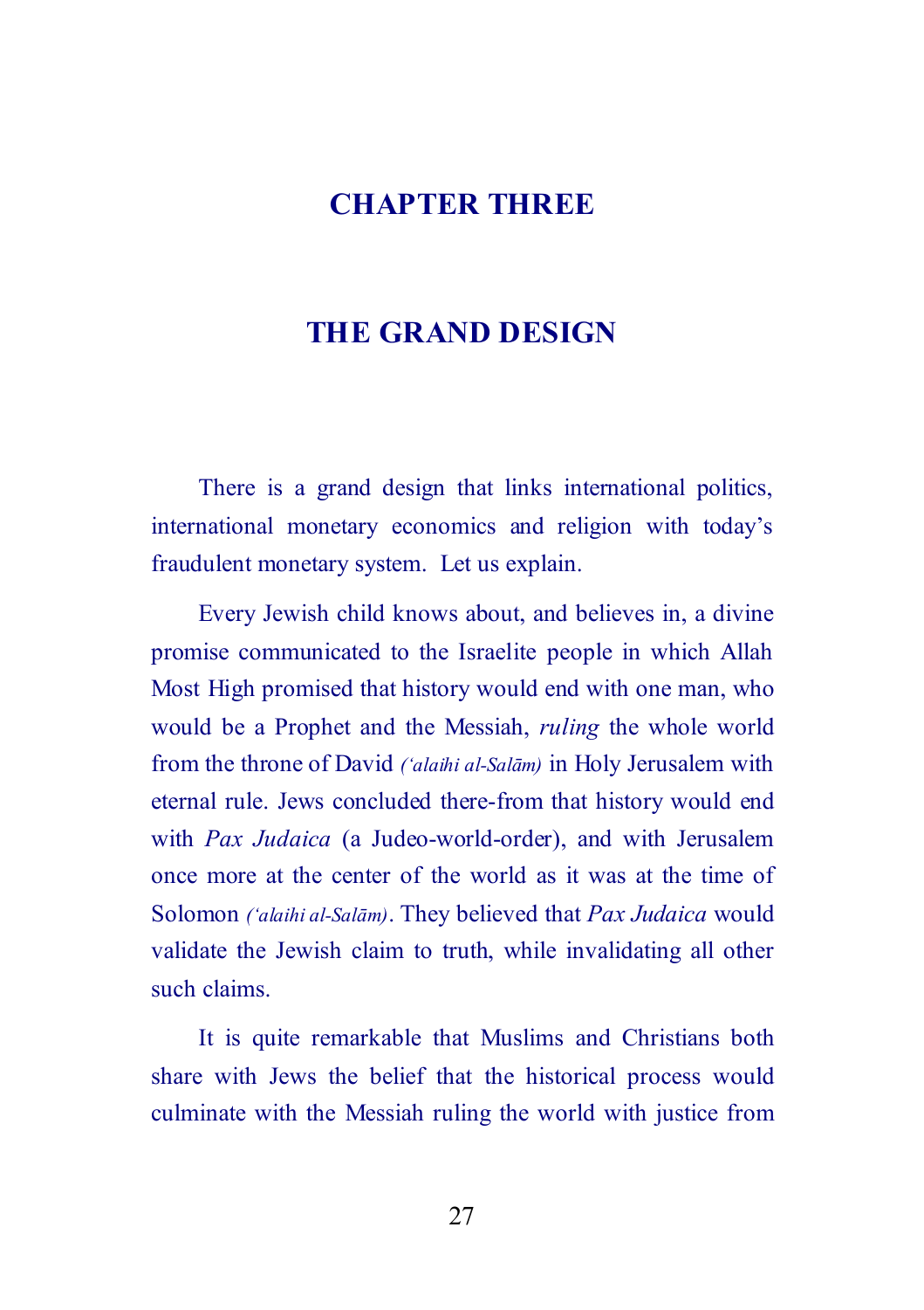# CHAPTER THREE

## THE GRAND DESIGN

There is a grand design that links international politics, international monetary economics and religion with today's fraudulent monetary system. Let us explain.

Every Jewish child knows about, and believes in, a divine promise communicated to the Israelite people in which Allah Most High promised that history would end with one man, who would be a Prophet and the Messiah, *ruling* the whole world from the throne of David *(ʻalaihi al-Salām)* in Holy Jerusalem with eternal rule. Jews concluded there-from that history would end with *Pax Judaica* (a Judeo-world-order), and with Jerusalem once more at the center of the world as it was at the time of Solomon *(ʻalaihi al-Salām)*. They believed that *Pax Judaica* would validate the Jewish claim to truth, while invalidating all other such claims.

It is quite remarkable that Muslims and Christians both share with Jews the belief that the historical process would culminate with the Messiah ruling the world with justice from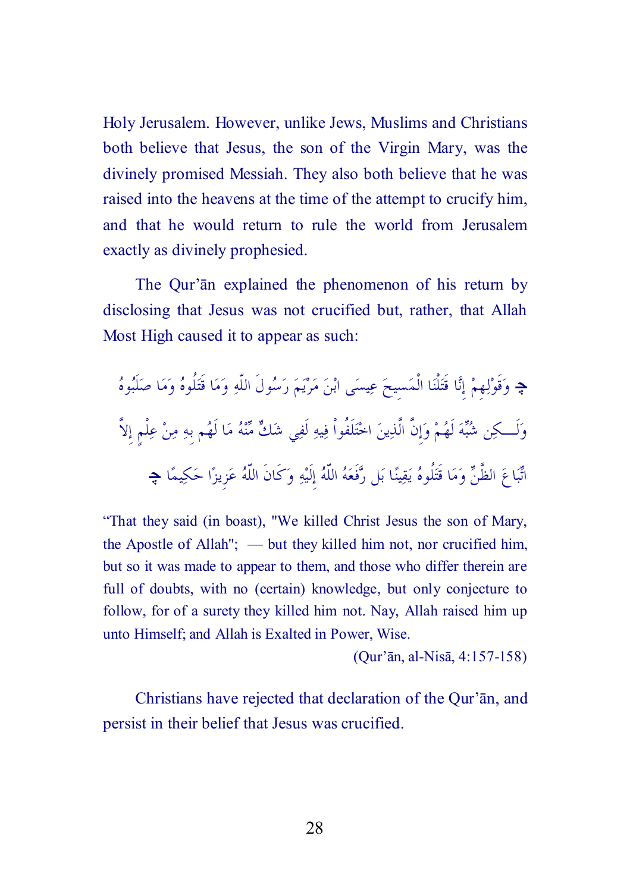Holy Jerusalem. However, unlike Jews, Muslims and Christians both believe that Jesus, the son of the Virgin Mary, was the divinely promised Messiah. They also both believe that he was raised into the heavens at the time of the attempt to crucify him, and that he would return to rule the world from Jerusalem exactly as divinely prophesied.

The Qur'ān explained the phenomenon of his return by disclosing that Jesus was not crucified but, rather, that Allah Most High caused it to appear as such:

﴿ وَقَوْلِهِمْ إِنَّا قَتَلْنَا الْمَسِيحَ عِيسَى ابْنَ مَرْيَمَ رَسُولَ اللّهِ وَمَا قَتَلُوهُ وَمَا صَلَبُوهُ وَلَـكِن شُبِّهَ لَهُمْ وَإِنَّ الَّذِينَ اخْتَلَفُواْ فِيهِ لَفِي شَكٍّ مِّنْهُ مَا لَهُم بِهِ مِنْ عِلْمٍ إِلاَّ اتِّبَاعَ الظَّنِّ وَمَا قَتَلُوهُ يَقِينًا بَل رَّفَعَهُ اللّهُ إِلَيْهِ وَكَانَ اللّهُ عَزِيزًا حَكِيمًا ﴾

"That they said (in boast), "We killed Christ Jesus the son of Mary, the Apostle of Allah"; — but they killed him not, nor crucified him, but so it was made to appear to them, and those who differ therein are full of doubts, with no (certain) knowledge, but only conjecture to follow, for of a surety they killed him not. Nay, Allah raised him up unto Himself; and Allah is Exalted in Power, Wise.

(Qur'ān, al-Nisā, 4:157-158)

Christians have rejected that declaration of the Qur'ān, and persist in their belief that Jesus was crucified.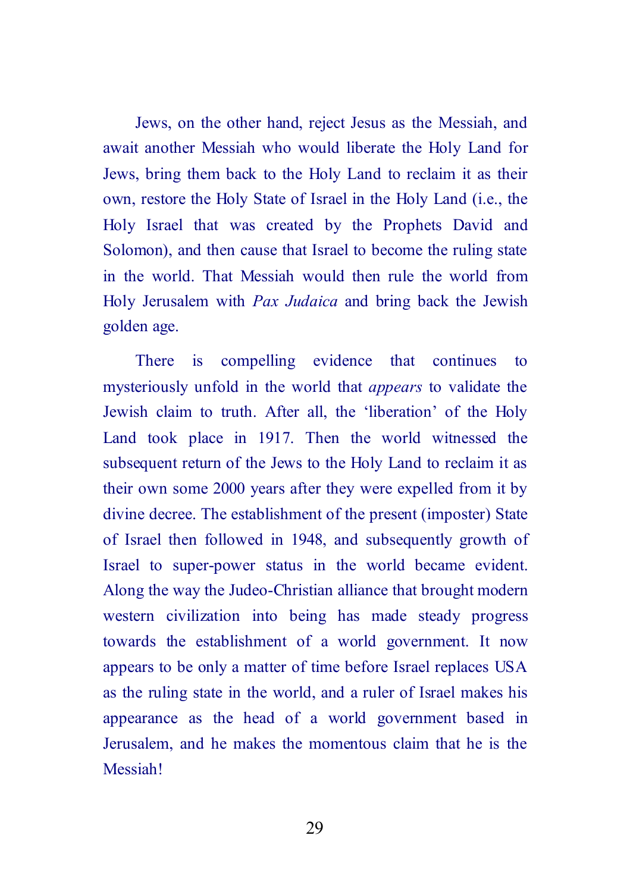Jews, on the other hand, reject Jesus as the Messiah, and await another Messiah who would liberate the Holy Land for Jews, bring them back to the Holy Land to reclaim it as their own, restore the Holy State of Israel in the Holy Land (i.e., the Holy Israel that was created by the Prophets David and Solomon), and then cause that Israel to become the ruling state in the world. That Messiah would then rule the world from Holy Jerusalem with *Pax Judaica* and bring back the Jewish golden age.

There is compelling evidence that continues to mysteriously unfold in the world that *appears* to validate the Jewish claim to truth. After all, the 'liberation' of the Holy Land took place in 1917. Then the world witnessed the subsequent return of the Jews to the Holy Land to reclaim it as their own some 2000 years after they were expelled from it by divine decree. The establishment of the present (imposter) State of Israel then followed in 1948, and subsequently growth of Israel to super-power status in the world became evident. Along the way the Judeo-Christian alliance that brought modern western civilization into being has made steady progress towards the establishment of a world government. It now appears to be only a matter of time before Israel replaces USA as the ruling state in the world, and a ruler of Israel makes his appearance as the head of a world government based in Jerusalem, and he makes the momentous claim that he is the Messiah!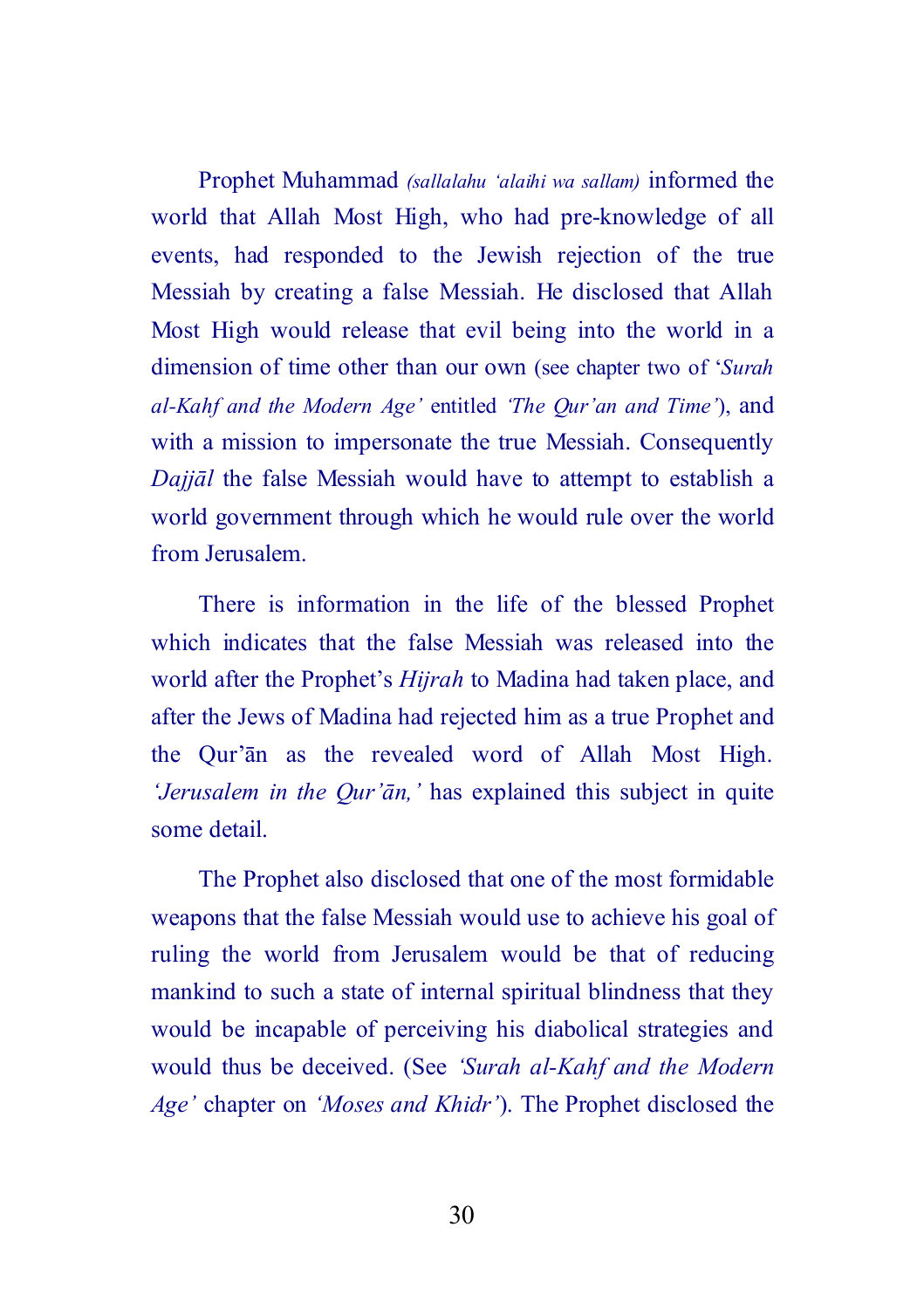Prophet Muhammad *(sallalahu 'alaihi wa sallam)* informed the world that Allah Most High, who had pre-knowledge of all events, had responded to the Jewish rejection of the true Messiah by creating a false Messiah. He disclosed that Allah Most High would release that evil being into the world in a dimension of time other than our own (see chapter two of '*Surah al-Kahf and the Modern Age'* entitled *'The Qur'an and Time'*), and with a mission to impersonate the true Messiah. Consequently *Dajjāl* the false Messiah would have to attempt to establish a world government through which he would rule over the world from Jerusalem.

There is information in the life of the blessed Prophet which indicates that the false Messiah was released into the world after the Prophet's *Hijrah* to Madina had taken place, and after the Jews of Madina had rejected him as a true Prophet and the Qur'ān as the revealed word of Allah Most High. *'Jerusalem in the Qur'ān,'* has explained this subject in quite some detail.

The Prophet also disclosed that one of the most formidable weapons that the false Messiah would use to achieve his goal of ruling the world from Jerusalem would be that of reducing mankind to such a state of internal spiritual blindness that they would be incapable of perceiving his diabolical strategies and would thus be deceived. (See *'Surah al-Kahf and the Modern Age'* chapter on *'Moses and Khidr'*). The Prophet disclosed the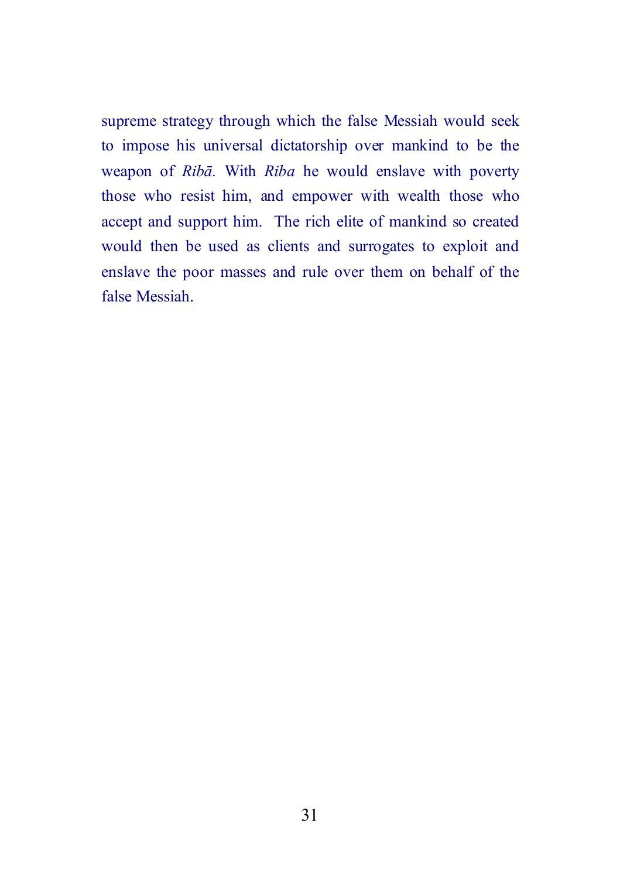supreme strategy through which the false Messiah would seek to impose his universal dictatorship over mankind to be the weapon of *Ribā*. With *Riba* he would enslave with poverty those who resist him, and empower with wealth those who accept and support him. The rich elite of mankind so created would then be used as clients and surrogates to exploit and enslave the poor masses and rule over them on behalf of the false Messiah.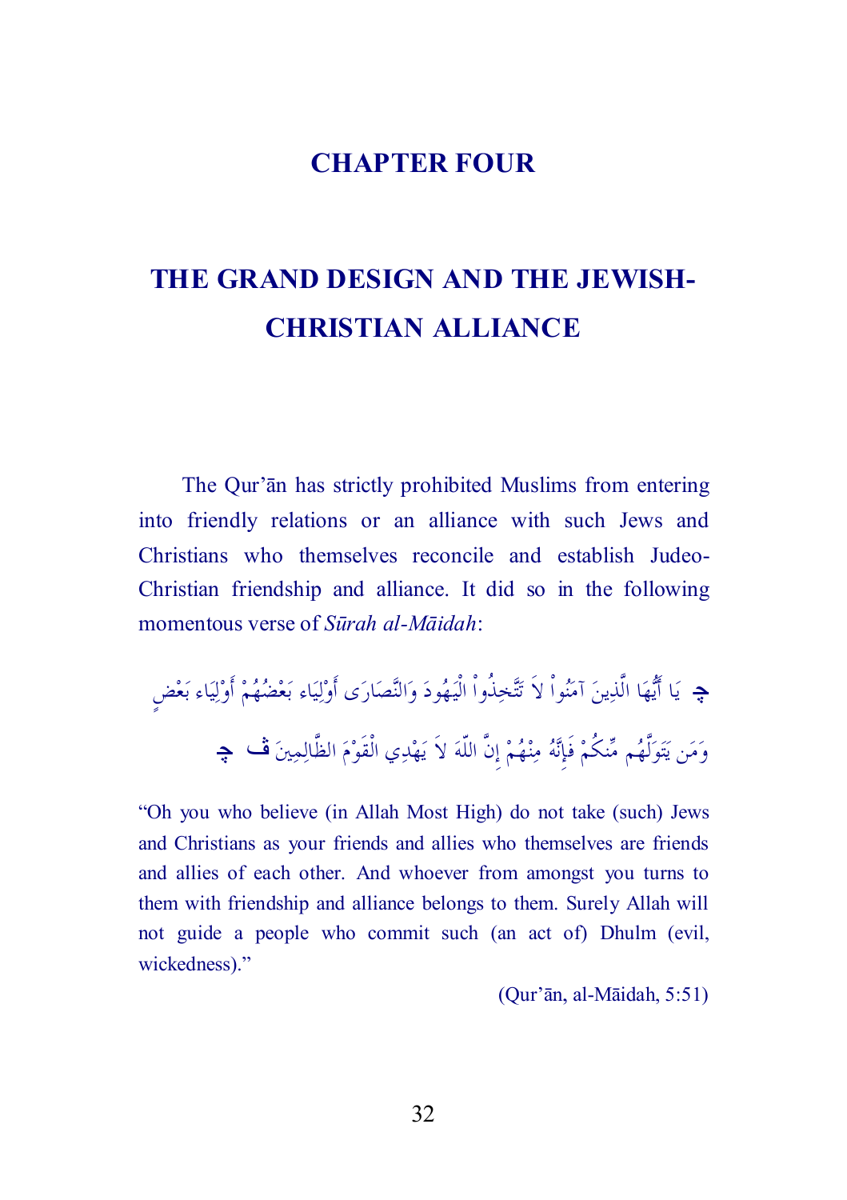# CHAPTER FOUR

## THE GRAND DESIGN AND THE JEWISH-CHRISTIAN ALLIANCE

The Qur'ān has strictly prohibited Muslims from entering into friendly relations or an alliance with such Jews and Christians who themselves reconcile and establish Judeo-Christian friendship and alliance. It did so in the following momentous verse of *Sūrah al-Māidah*:

﴿ يَا أَيُّهَا الَّذِينَ آمَنُواْ لاَ تَتَّخِذُواْ الْيَهُودَ وَالنَّصَارَى أَوْلِيَاء بَعْضُهُمْ أَوْلِيَاء بَعْضٍ وَمَن يَتَوَلَّهُم مِّنكُمْ فَإِنَّهُ مِنْهُمْ إِنَّ اللّهَ لاَ يَهْدِي الْقَوْمَ الظَّالِمِينَ ﴾

"Oh you who believe (in Allah Most High) do not take (such) Jews and Christians as your friends and allies who themselves are friends and allies of each other. And whoever from amongst you turns to them with friendship and alliance belongs to them. Surely Allah will not guide a people who commit such (an act of) Dhulm (evil, wickedness)."

(Qur'ān, al-Māidah, 5:51)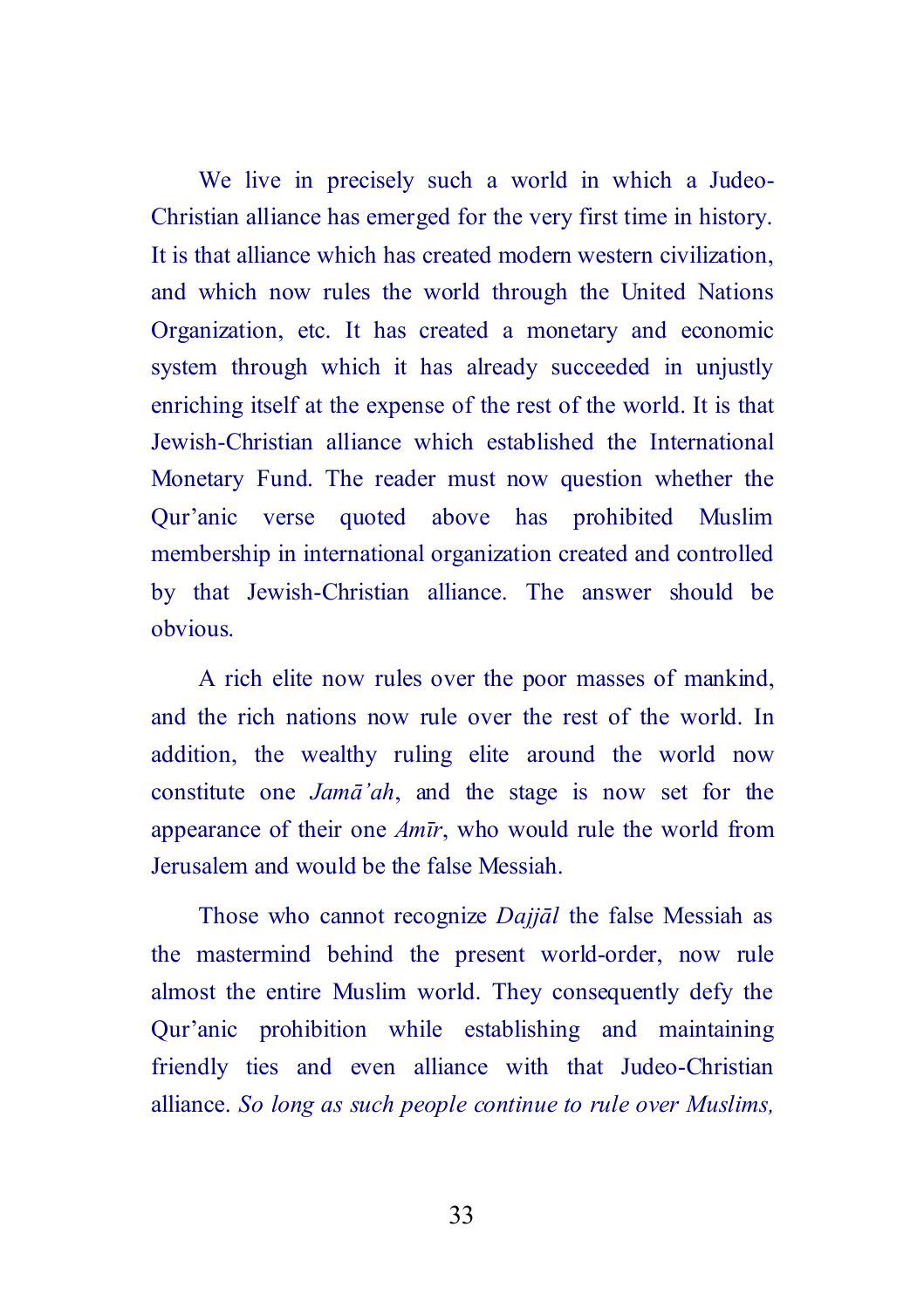We live in precisely such a world in which a Judeo-Christian alliance has emerged for the very first time in history. It is that alliance which has created modern western civilization, and which now rules the world through the United Nations Organization, etc. It has created a monetary and economic system through which it has already succeeded in unjustly enriching itself at the expense of the rest of the world. It is that Jewish-Christian alliance which established the International Monetary Fund. The reader must now question whether the Qur'anic verse quoted above has prohibited Muslim membership in international organization created and controlled by that Jewish-Christian alliance. The answer should be obvious.

A rich elite now rules over the poor masses of mankind, and the rich nations now rule over the rest of the world. In addition, the wealthy ruling elite around the world now constitute one *Jamā'ah*, and the stage is now set for the appearance of their one *Amīr*, who would rule the world from Jerusalem and would be the false Messiah.

Those who cannot recognize *Dajjāl* the false Messiah as the mastermind behind the present world-order, now rule almost the entire Muslim world. They consequently defy the Qur'anic prohibition while establishing and maintaining friendly ties and even alliance with that Judeo-Christian alliance. *So long as such people continue to rule over Muslims,*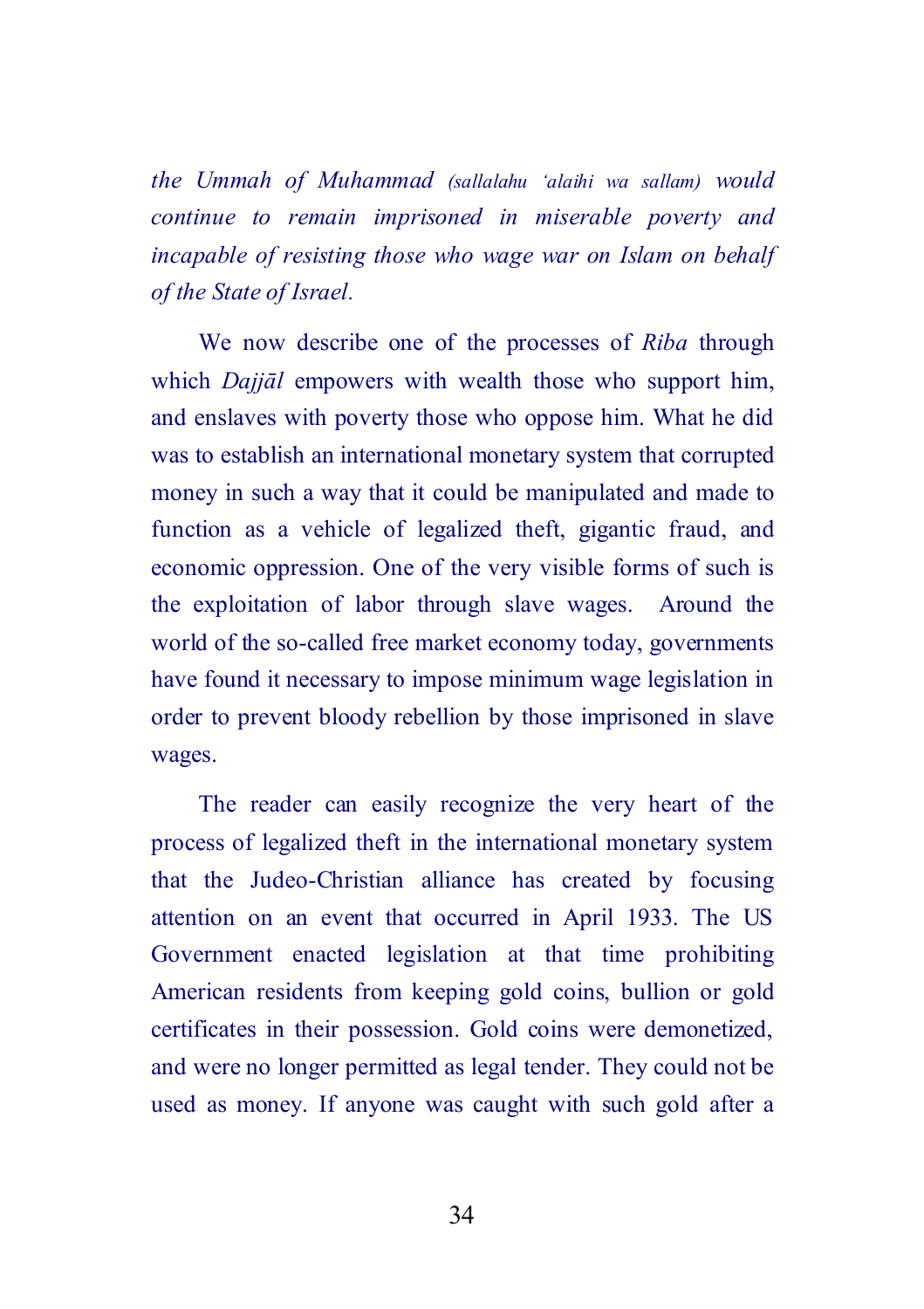*the Ummah of Muhammad (sallalahu 'alaihi wa sallam) would continue to remain imprisoned in miserable poverty and incapable of resisting those who wage war on Islam on behalf of the State of Israel.*

We now describe one of the processes of *Riba* through which *Dajjāl* empowers with wealth those who support him, and enslaves with poverty those who oppose him. What he did was to establish an international monetary system that corrupted money in such a way that it could be manipulated and made to function as a vehicle of legalized theft, gigantic fraud, and economic oppression. One of the very visible forms of such is the exploitation of labor through slave wages. Around the world of the so-called free market economy today, governments have found it necessary to impose minimum wage legislation in order to prevent bloody rebellion by those imprisoned in slave wages.

The reader can easily recognize the very heart of the process of legalized theft in the international monetary system that the Judeo-Christian alliance has created by focusing attention on an event that occurred in April 1933. The US Government enacted legislation at that time prohibiting American residents from keeping gold coins, bullion or gold certificates in their possession. Gold coins were demonetized, and were no longer permitted as legal tender. They could not be used as money. If anyone was caught with such gold after a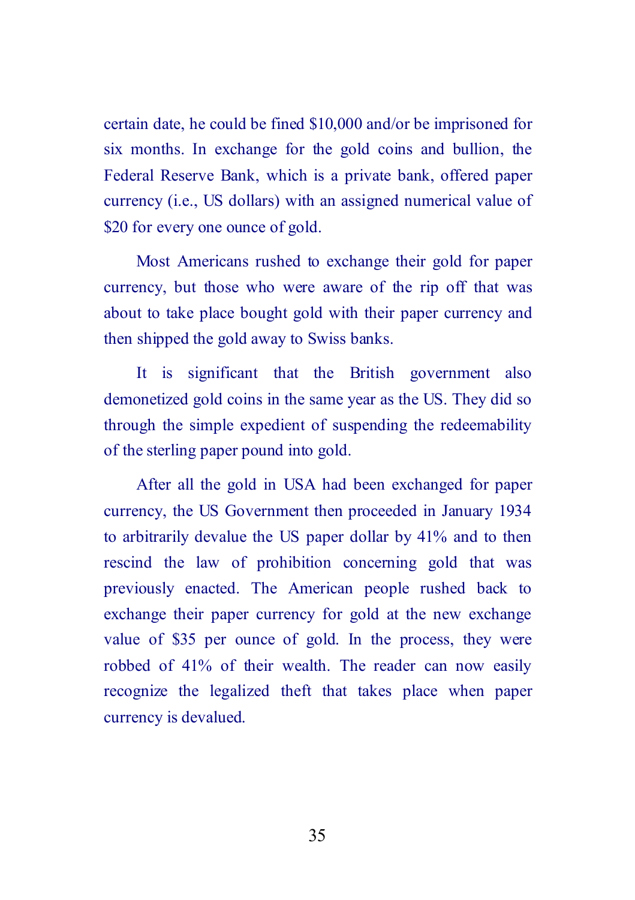certain date, he could be fined $10,000 and/or be imprisoned for six months. In exchange for the gold coins and bullion, the Federal Reserve Bank, which is a private bank, offered paper currency (i.e., US dollars) with an assigned numerical value of $20 for every one ounce of gold.

Most Americans rushed to exchange their gold for paper currency, but those who were aware of the rip off that was about to take place bought gold with their paper currency and then shipped the gold away to Swiss banks.

It is significant that the British government also demonetized gold coins in the same year as the US. They did so through the simple expedient of suspending the redeemability of the sterling paper pound into gold.

After all the gold in USA had been exchanged for paper currency, the US Government then proceeded in January 1934 to arbitrarily devalue the US paper dollar by 41% and to then rescind the law of prohibition concerning gold that was previously enacted. The American people rushed back to exchange their paper currency for gold at the new exchange value of $35 per ounce of gold. In the process, they were robbed of 41% of their wealth. The reader can now easily recognize the legalized theft that takes place when paper currency is devalued.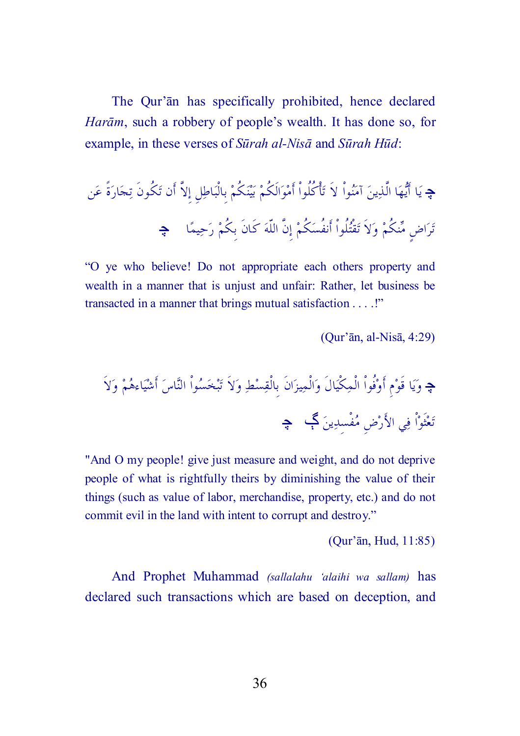The Qur'ān has specifically prohibited, hence declared *Harām*, such a robbery of people's wealth. It has done so, for example, in these verses of *Sūrah al-Nisā* and *Sūrah Hūd*:

ﭧ يَا أَيُّهَا الَّذِينَ آمَنُواْ لاَ تَأْكُلُواْ أَمْوَالَكُمْ بَيْنَكُمْ بِالْبَاطِلِ إِلاَّ أَن تَكُونَ تِجَارَةً عَن تَرَاضٍ مِّنكُمْ وَلاَ تَقْتُلُواْ أَنفُسَكُمْ إِنَّ اللّهَ كَانَ بِكُمْ رَحِيمًا ﭨ

"O ye who believe! Do not appropriate each others property and wealth in a manner that is unjust and unfair: Rather, let business be transacted in a manner that brings mutual satisfaction . . . .!"

(Qur'ān, al-Nisā, 4:29)

ﭧ وَيَا قَوْمِ أَوْفُواْ الْمِكْيَالَ وَالْمِيزَانَ بِالْقِسْطِ وَلاَ تَبْخَسُواْ النَّاسَ أَشْيَاءهُمْ وَلاَ تَعْثَوْاْ فِي الأَرْضِ مُفْسِدِينَ ﮔ ﭨ

"And O my people! give just measure and weight, and do not deprive people of what is rightfully theirs by diminishing the value of their things (such as value of labor, merchandise, property, etc.) and do not commit evil in the land with intent to corrupt and destroy."

(Qur'ān, Hud, 11:85)

And Prophet Muhammad *(sallalahu 'alaihi wa sallam)* has declared such transactions which are based on deception, and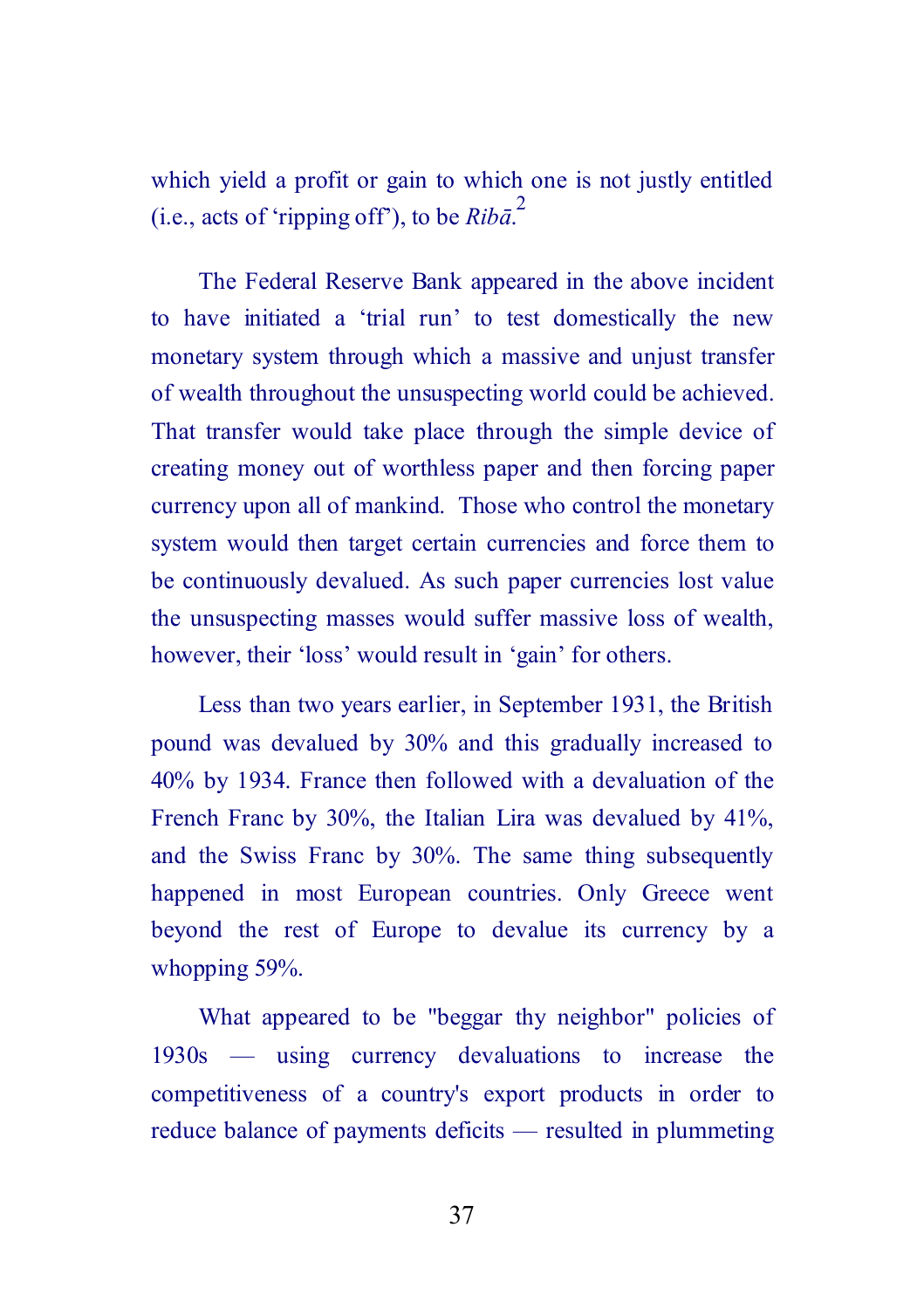which yield a profit or gain to which one is not justly entitled (i.e., acts of 'ripping off'), to be *Ribā*.[2]

The Federal Reserve Bank appeared in the above incident to have initiated a 'trial run' to test domestically the new monetary system through which a massive and unjust transfer of wealth throughout the unsuspecting world could be achieved. That transfer would take place through the simple device of creating money out of worthless paper and then forcing paper currency upon all of mankind. Those who control the monetary system would then target certain currencies and force them to be continuously devalued. As such paper currencies lost value the unsuspecting masses would suffer massive loss of wealth, however, their 'loss' would result in 'gain' for others.

Less than two years earlier, in September 1931, the British pound was devalued by 30% and this gradually increased to 40% by 1934. France then followed with a devaluation of the French Franc by 30%, the Italian Lira was devalued by 41%, and the Swiss Franc by 30%. The same thing subsequently happened in most European countries. Only Greece went beyond the rest of Europe to devalue its currency by a whopping 59%.

What appeared to be "beggar thy neighbor" policies of 1930s — using currency devaluations to increase the competitiveness of a country's export products in order to reduce balance of payments deficits — resulted in plummeting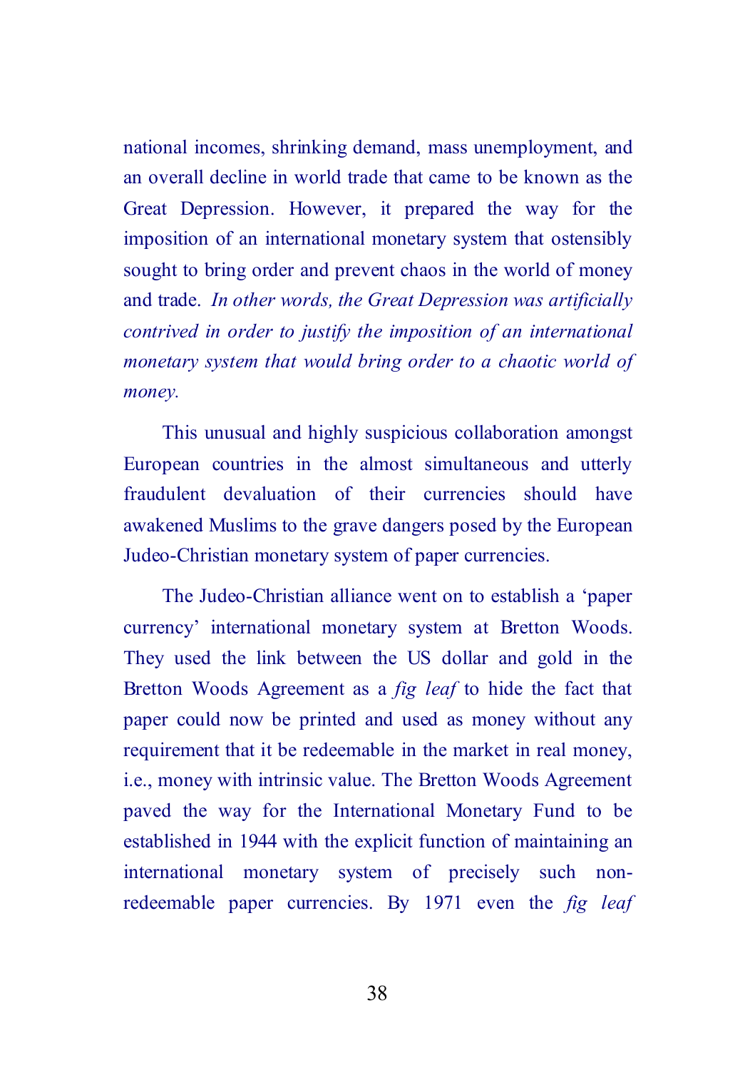national incomes, shrinking demand, mass unemployment, and an overall decline in world trade that came to be known as the Great Depression. However, it prepared the way for the imposition of an international monetary system that ostensibly sought to bring order and prevent chaos in the world of money and trade. *In other words, the Great Depression was artificially contrived in order to justify the imposition of an international monetary system that would bring order to a chaotic world of money.*

This unusual and highly suspicious collaboration amongst European countries in the almost simultaneous and utterly fraudulent devaluation of their currencies should have awakened Muslims to the grave dangers posed by the European Judeo-Christian monetary system of paper currencies.

The Judeo-Christian alliance went on to establish a 'paper currency' international monetary system at Bretton Woods. They used the link between the US dollar and gold in the Bretton Woods Agreement as a *fig leaf* to hide the fact that paper could now be printed and used as money without any requirement that it be redeemable in the market in real money, i.e., money with intrinsic value. The Bretton Woods Agreement paved the way for the International Monetary Fund to be established in 1944 with the explicit function of maintaining an international monetary system of precisely such non-redeemable paper currencies. By 1971 even the *fig leaf*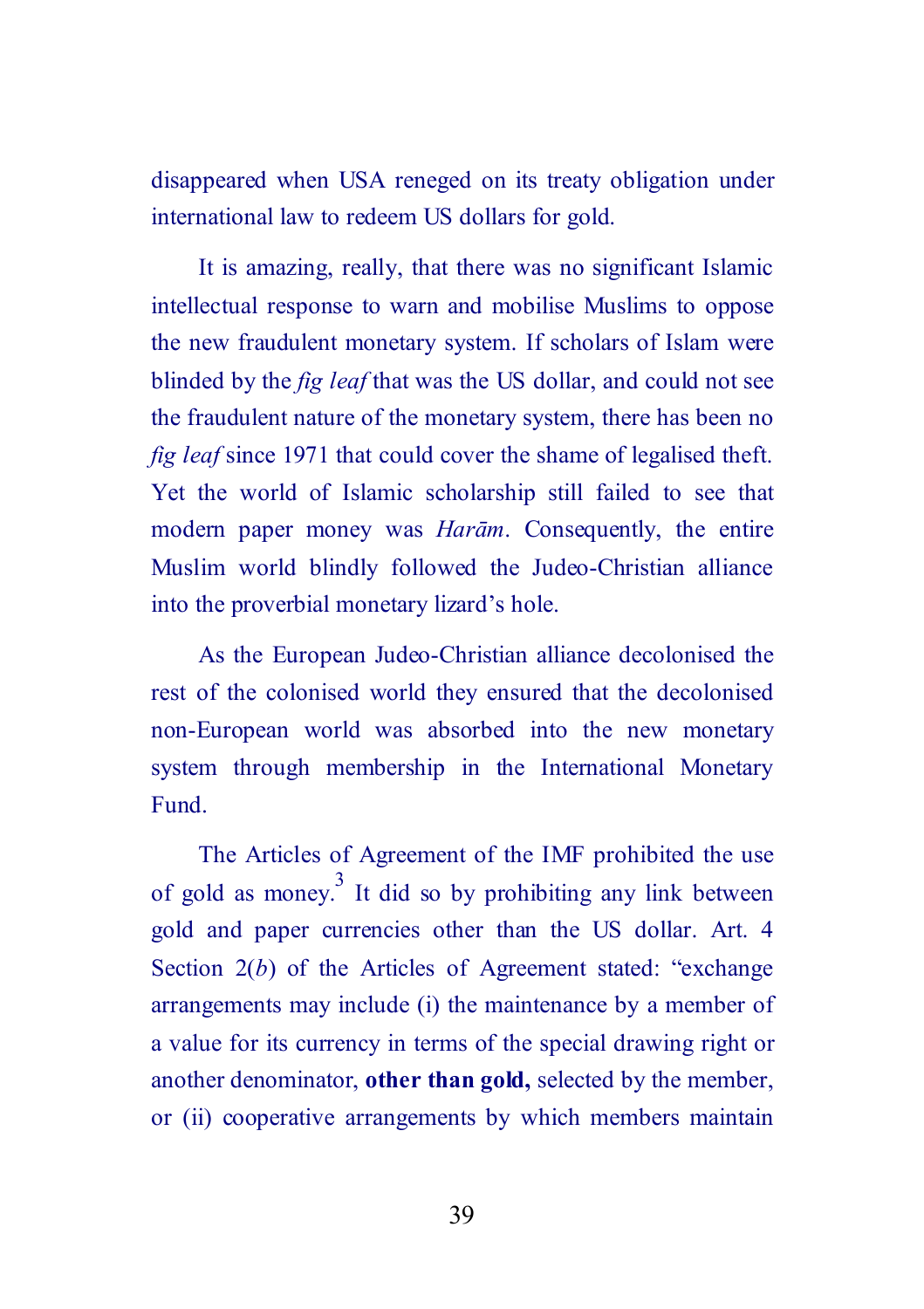disappeared when USA reneged on its treaty obligation under international law to redeem US dollars for gold.

It is amazing, really, that there was no significant Islamic intellectual response to warn and mobilise Muslims to oppose the new fraudulent monetary system. If scholars of Islam were blinded by the *fig leaf* that was the US dollar, and could not see the fraudulent nature of the monetary system, there has been no *fig leaf* since 1971 that could cover the shame of legalised theft. Yet the world of Islamic scholarship still failed to see that modern paper money was *Harām*. Consequently, the entire Muslim world blindly followed the Judeo-Christian alliance into the proverbial monetary lizard's hole.

As the European Judeo-Christian alliance decolonised the rest of the colonised world they ensured that the decolonised non-European world was absorbed into the new monetary system through membership in the International Monetary Fund.

The Articles of Agreement of the IMF prohibited the use of gold as money.[3] It did so by prohibiting any link between gold and paper currencies other than the US dollar. Art. 4 Section 2(*b*) of the Articles of Agreement stated: "exchange arrangements may include (i) the maintenance by a member of a value for its currency in terms of the special drawing right or another denominator, **other than gold,** selected by the member, or (ii) cooperative arrangements by which members maintain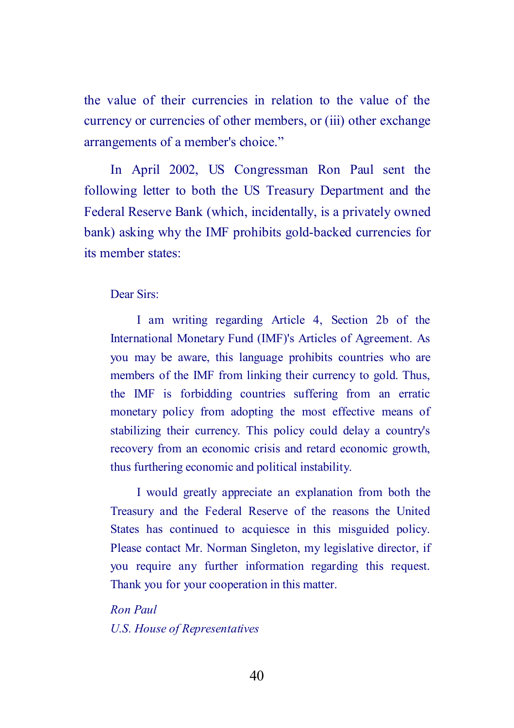the value of their currencies in relation to the value of the currency or currencies of other members, or (iii) other exchange arrangements of a member's choice."

In April 2002, US Congressman Ron Paul sent the following letter to both the US Treasury Department and the Federal Reserve Bank (which, incidentally, is a privately owned bank) asking why the IMF prohibits gold-backed currencies for its member states:

> Dear Sirs:
>
> I am writing regarding Article 4, Section 2b of the International Monetary Fund (IMF)'s Articles of Agreement. As you may be aware, this language prohibits countries who are members of the IMF from linking their currency to gold. Thus, the IMF is forbidding countries suffering from an erratic monetary policy from adopting the most effective means of stabilizing their currency. This policy could delay a country's recovery from an economic crisis and retard economic growth, thus furthering economic and political instability.
>
> I would greatly appreciate an explanation from both the Treasury and the Federal Reserve of the reasons the United States has continued to acquiesce in this misguided policy. Please contact Mr. Norman Singleton, my legislative director, if you require any further information regarding this request. Thank you for your cooperation in this matter.
>
> *Ron Paul*
> *U.S. House of Representatives*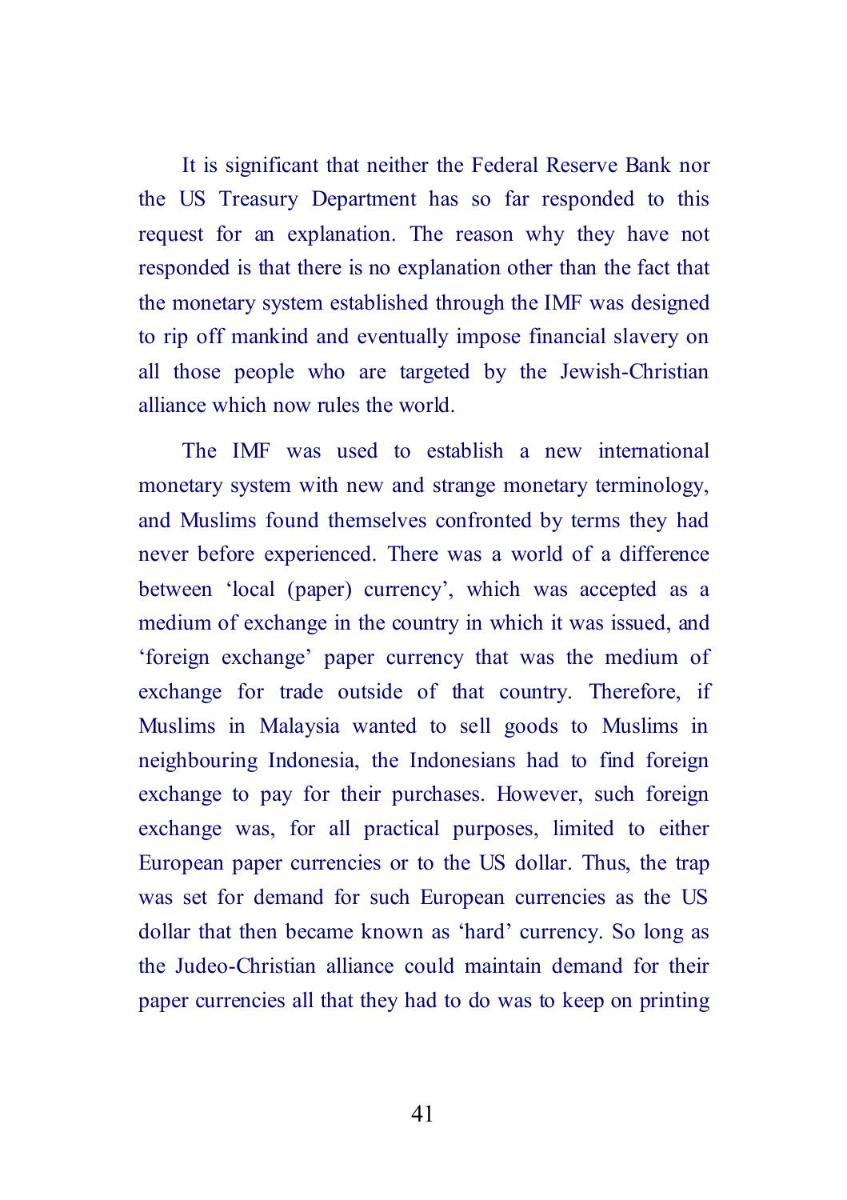It is significant that neither the Federal Reserve Bank nor the US Treasury Department has so far responded to this request for an explanation. The reason why they have not responded is that there is no explanation other than the fact that the monetary system established through the IMF was designed to rip off mankind and eventually impose financial slavery on all those people who are targeted by the Jewish-Christian alliance which now rules the world.

The IMF was used to establish a new international monetary system with new and strange monetary terminology, and Muslims found themselves confronted by terms they had never before experienced. There was a world of a difference between 'local (paper) currency', which was accepted as a medium of exchange in the country in which it was issued, and 'foreign exchange' paper currency that was the medium of exchange for trade outside of that country. Therefore, if Muslims in Malaysia wanted to sell goods to Muslims in neighbouring Indonesia, the Indonesians had to find foreign exchange to pay for their purchases. However, such foreign exchange was, for all practical purposes, limited to either European paper currencies or to the US dollar. Thus, the trap was set for demand for such European currencies as the US dollar that then became known as 'hard' currency. So long as the Judeo-Christian alliance could maintain demand for their paper currencies all that they had to do was to keep on printing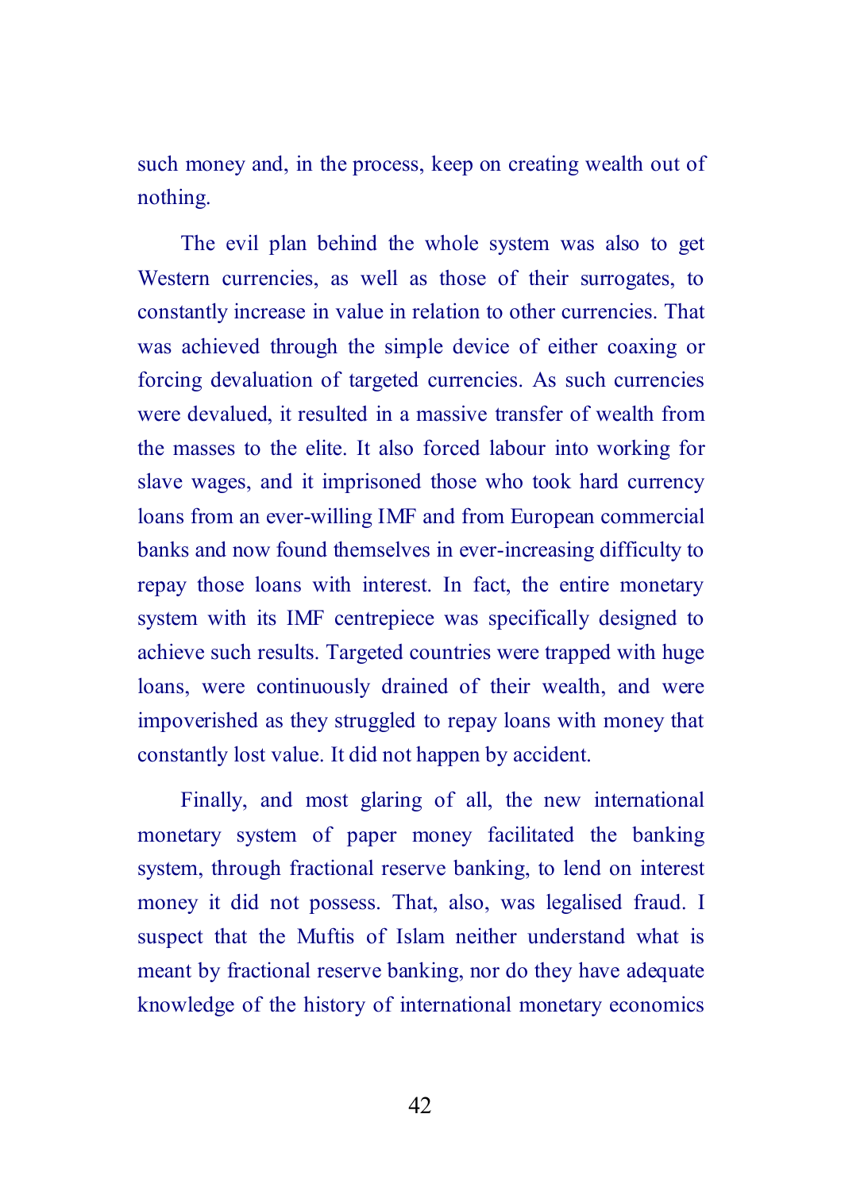such money and, in the process, keep on creating wealth out of nothing.

The evil plan behind the whole system was also to get Western currencies, as well as those of their surrogates, to constantly increase in value in relation to other currencies. That was achieved through the simple device of either coaxing or forcing devaluation of targeted currencies. As such currencies were devalued, it resulted in a massive transfer of wealth from the masses to the elite. It also forced labour into working for slave wages, and it imprisoned those who took hard currency loans from an ever-willing IMF and from European commercial banks and now found themselves in ever-increasing difficulty to repay those loans with interest. In fact, the entire monetary system with its IMF centrepiece was specifically designed to achieve such results. Targeted countries were trapped with huge loans, were continuously drained of their wealth, and were impoverished as they struggled to repay loans with money that constantly lost value. It did not happen by accident.

Finally, and most glaring of all, the new international monetary system of paper money facilitated the banking system, through fractional reserve banking, to lend on interest money it did not possess. That, also, was legalised fraud. I suspect that the Muftis of Islam neither understand what is meant by fractional reserve banking, nor do they have adequate knowledge of the history of international monetary economics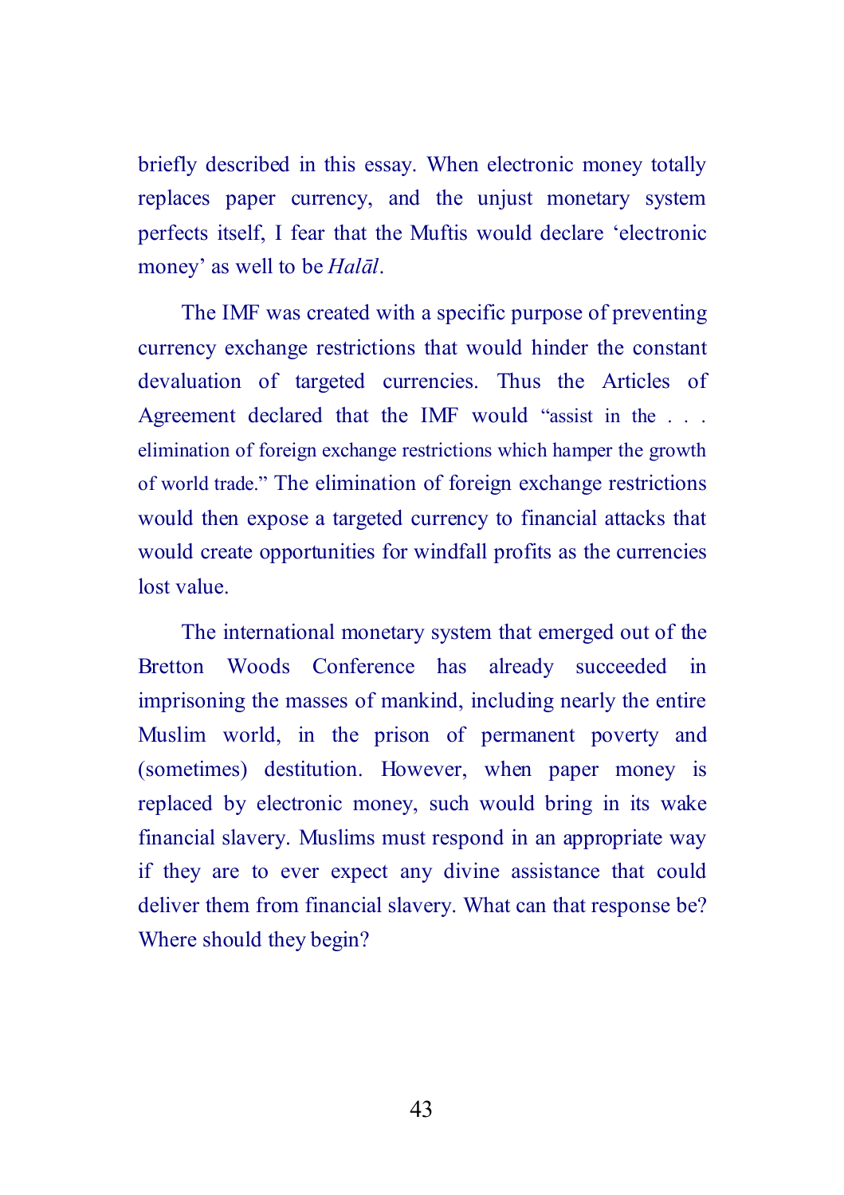briefly described in this essay. When electronic money totally replaces paper currency, and the unjust monetary system perfects itself, I fear that the Muftis would declare 'electronic money' as well to be *Halāl*.

The IMF was created with a specific purpose of preventing currency exchange restrictions that would hinder the constant devaluation of targeted currencies. Thus the Articles of Agreement declared that the IMF would "assist in the . . . elimination of foreign exchange restrictions which hamper the growth of world trade." The elimination of foreign exchange restrictions would then expose a targeted currency to financial attacks that would create opportunities for windfall profits as the currencies lost value.

The international monetary system that emerged out of the Bretton Woods Conference has already succeeded in imprisoning the masses of mankind, including nearly the entire Muslim world, in the prison of permanent poverty and (sometimes) destitution. However, when paper money is replaced by electronic money, such would bring in its wake financial slavery. Muslims must respond in an appropriate way if they are to ever expect any divine assistance that could deliver them from financial slavery. What can that response be? Where should they begin?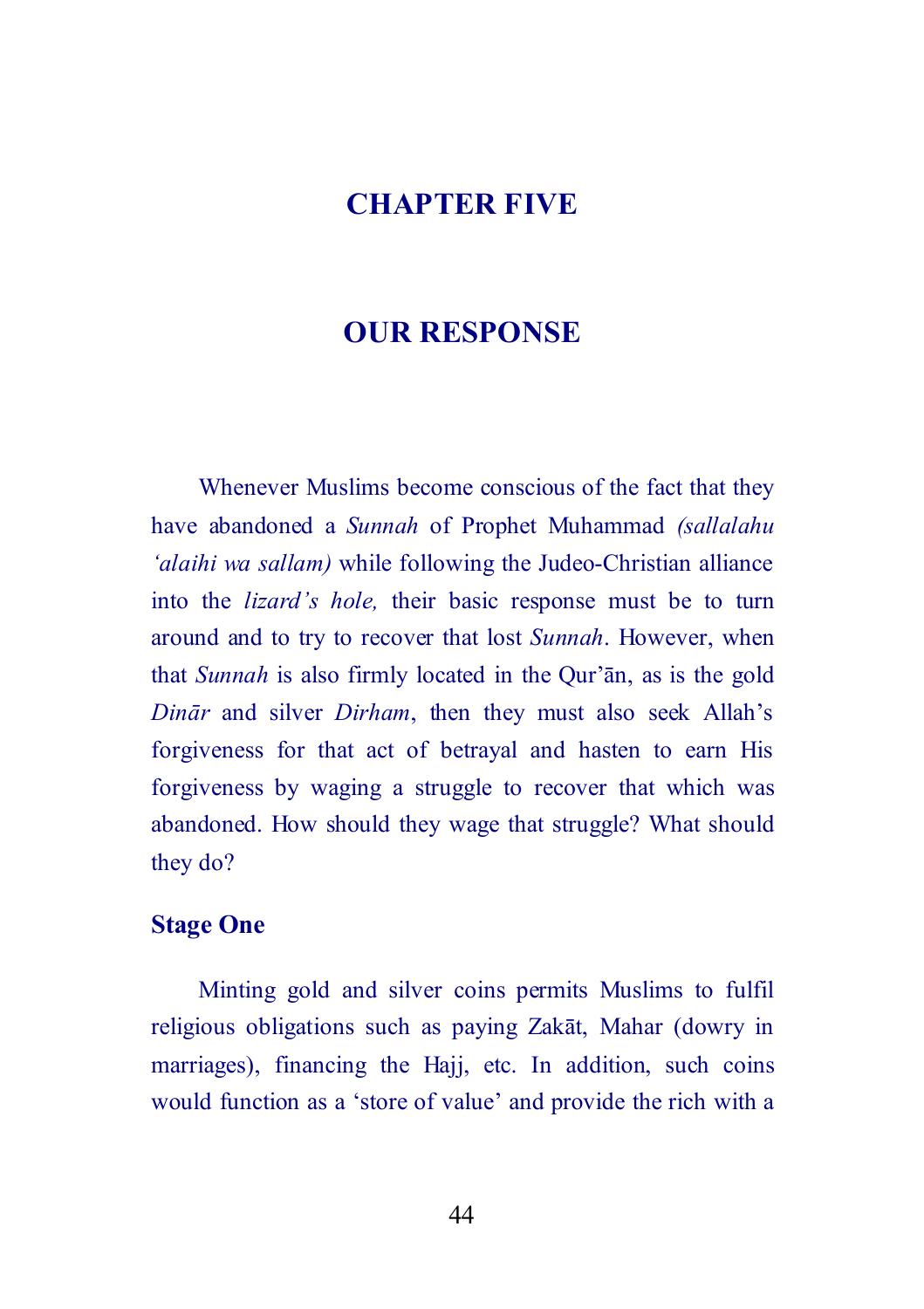# CHAPTER FIVE

## OUR RESPONSE

Whenever Muslims become conscious of the fact that they have abandoned a *Sunnah* of Prophet Muhammad *(sallalahu 'alaihi wa sallam)* while following the Judeo-Christian alliance into the *lizard's hole,* their basic response must be to turn around and to try to recover that lost *Sunnah*. However, when that *Sunnah* is also firmly located in the Qur'ān, as is the gold *Dinār* and silver *Dirham*, then they must also seek Allah's forgiveness for that act of betrayal and hasten to earn His forgiveness by waging a struggle to recover that which was abandoned. How should they wage that struggle? What should they do?

### Stage One

Minting gold and silver coins permits Muslims to fulfil religious obligations such as paying Zakāt, Mahar (dowry in marriages), financing the Hajj, etc. In addition, such coins would function as a 'store of value' and provide the rich with a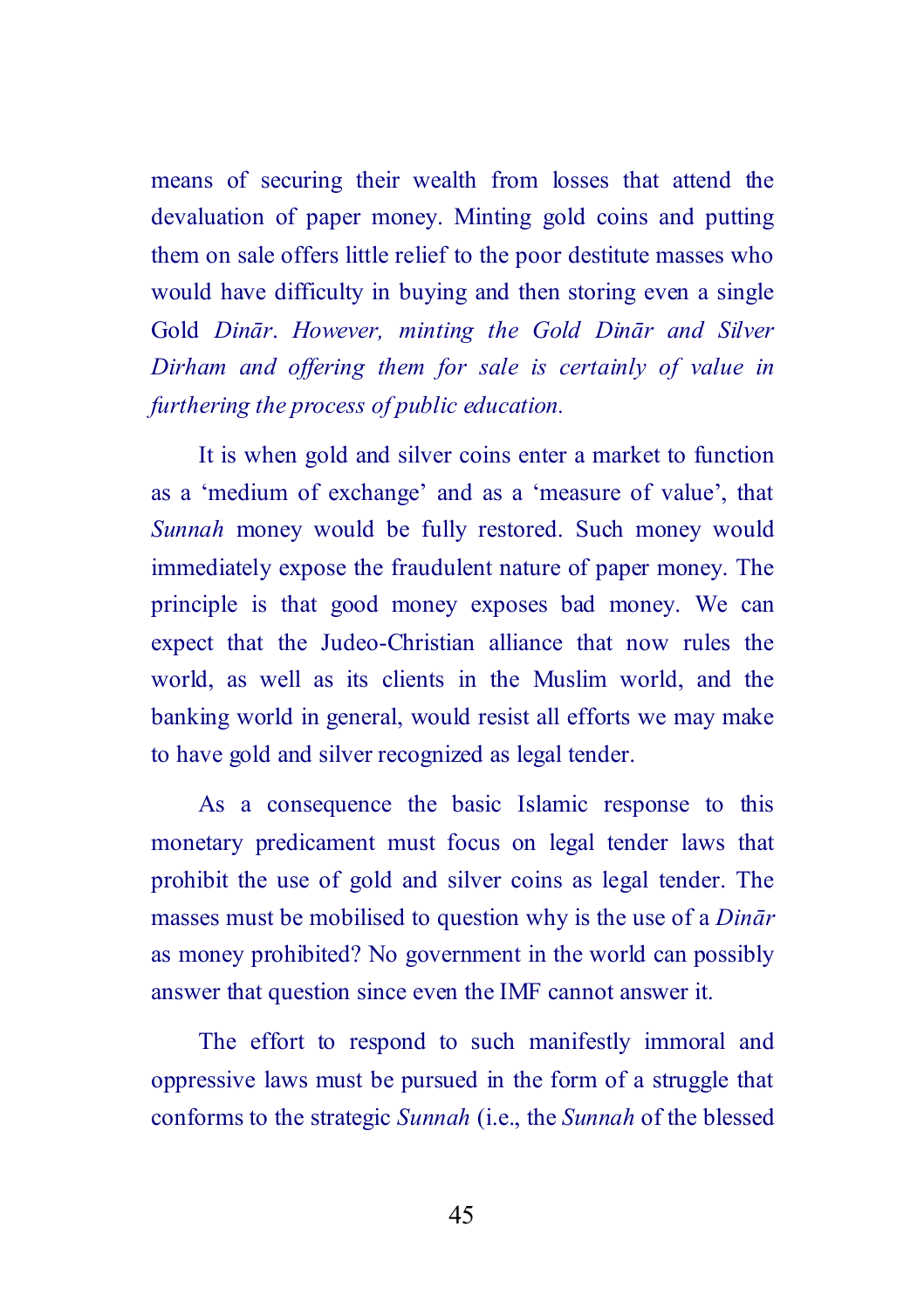means of securing their wealth from losses that attend the devaluation of paper money. Minting gold coins and putting them on sale offers little relief to the poor destitute masses who would have difficulty in buying and then storing even a single Gold *Dinār*. *However, minting the Gold Dinār and Silver Dirham and offering them for sale is certainly of value in furthering the process of public education.*

It is when gold and silver coins enter a market to function as a 'medium of exchange' and as a 'measure of value', that *Sunnah* money would be fully restored. Such money would immediately expose the fraudulent nature of paper money. The principle is that good money exposes bad money. We can expect that the Judeo-Christian alliance that now rules the world, as well as its clients in the Muslim world, and the banking world in general, would resist all efforts we may make to have gold and silver recognized as legal tender.

As a consequence the basic Islamic response to this monetary predicament must focus on legal tender laws that prohibit the use of gold and silver coins as legal tender. The masses must be mobilised to question why is the use of a *Dinār* as money prohibited? No government in the world can possibly answer that question since even the IMF cannot answer it.

The effort to respond to such manifestly immoral and oppressive laws must be pursued in the form of a struggle that conforms to the strategic *Sunnah* (i.e., the *Sunnah* of the blessed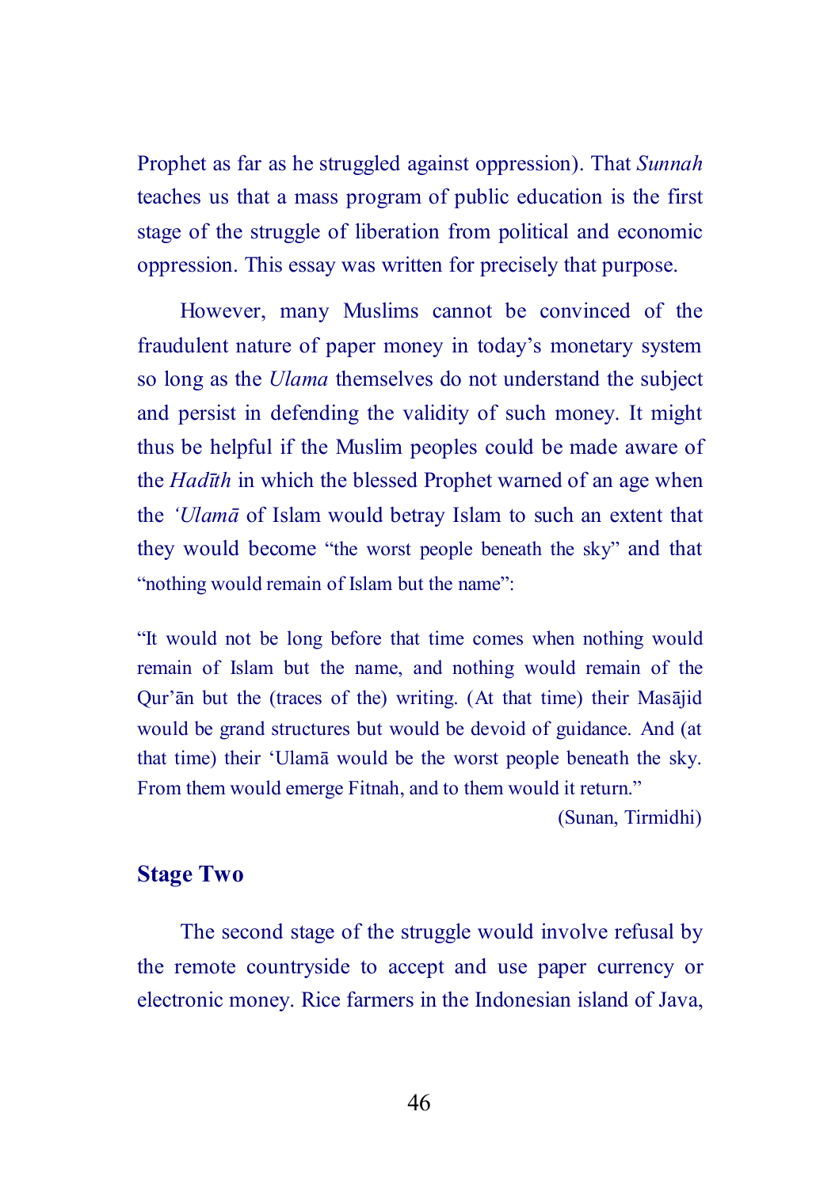Prophet as far as he struggled against oppression). That *Sunnah* teaches us that a mass program of public education is the first stage of the struggle of liberation from political and economic oppression. This essay was written for precisely that purpose.

However, many Muslims cannot be convinced of the fraudulent nature of paper money in today's monetary system so long as the *Ulama* themselves do not understand the subject and persist in defending the validity of such money. It might thus be helpful if the Muslim peoples could be made aware of the *Hadīth* in which the blessed Prophet warned of an age when the *'Ulamā* of Islam would betray Islam to such an extent that they would become "the worst people beneath the sky" and that "nothing would remain of Islam but the name":

> "It would not be long before that time comes when nothing would remain of Islam but the name, and nothing would remain of the Qur'ān but the (traces of the) writing. (At that time) their Masājid would be grand structures but would be devoid of guidance. And (at that time) their 'Ulamā would be the worst people beneath the sky. From them would emerge Fitnah, and to them would it return."
>
> (Sunan, Tirmidhi)

### Stage Two

The second stage of the struggle would involve refusal by the remote countryside to accept and use paper currency or electronic money. Rice farmers in the Indonesian island of Java,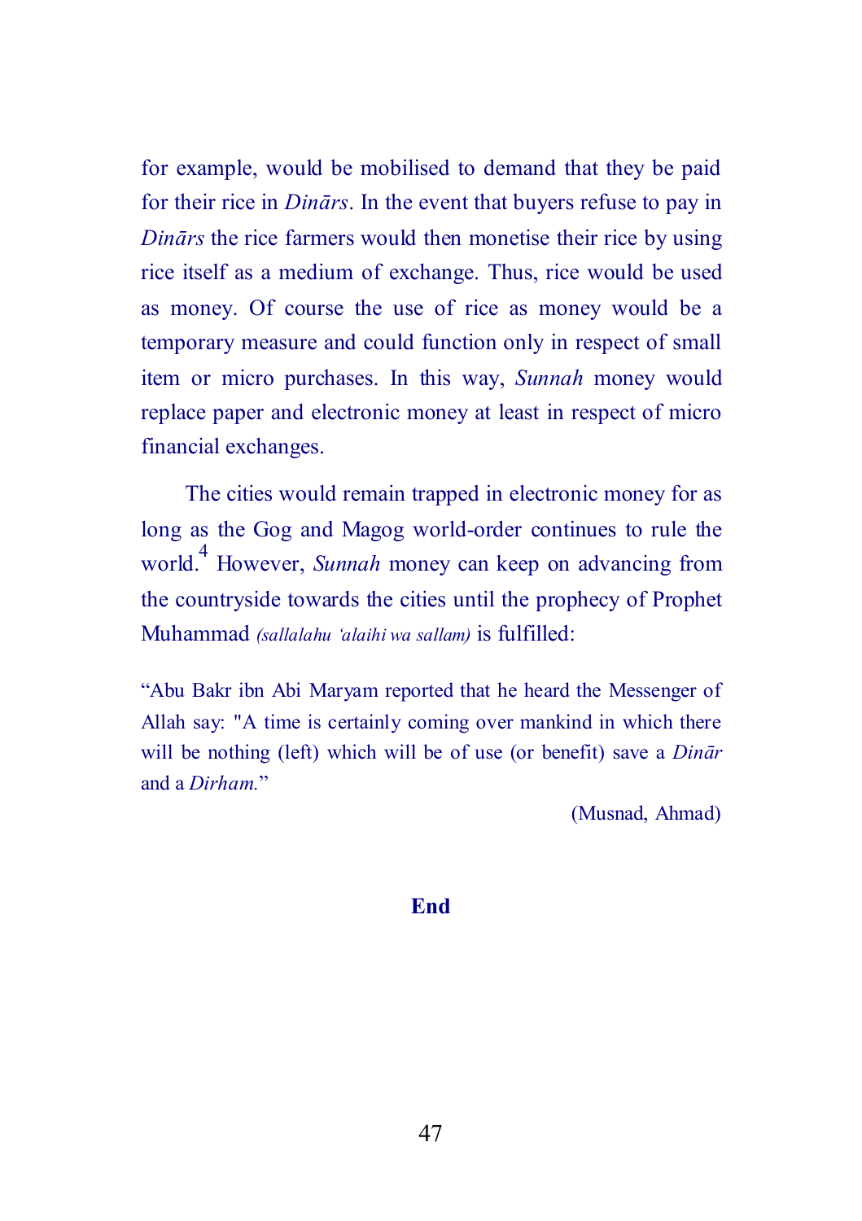for example, would be mobilised to demand that they be paid for their rice in *Dinārs*. In the event that buyers refuse to pay in *Dinārs* the rice farmers would then monetise their rice by using rice itself as a medium of exchange. Thus, rice would be used as money. Of course the use of rice as money would be a temporary measure and could function only in respect of small item or micro purchases. In this way, *Sunnah* money would replace paper and electronic money at least in respect of micro financial exchanges.

The cities would remain trapped in electronic money for as long as the Gog and Magog world-order continues to rule the world.[4] However, *Sunnah* money can keep on advancing from the countryside towards the cities until the prophecy of Prophet Muhammad *(sallalahu 'alaihi wa sallam)* is fulfilled:

"Abu Bakr ibn Abi Maryam reported that he heard the Messenger of Allah say: "A time is certainly coming over mankind in which there will be nothing (left) which will be of use (or benefit) save a *Dinār* and a *Dirham.*"

(Musnad, Ahmad)

**End**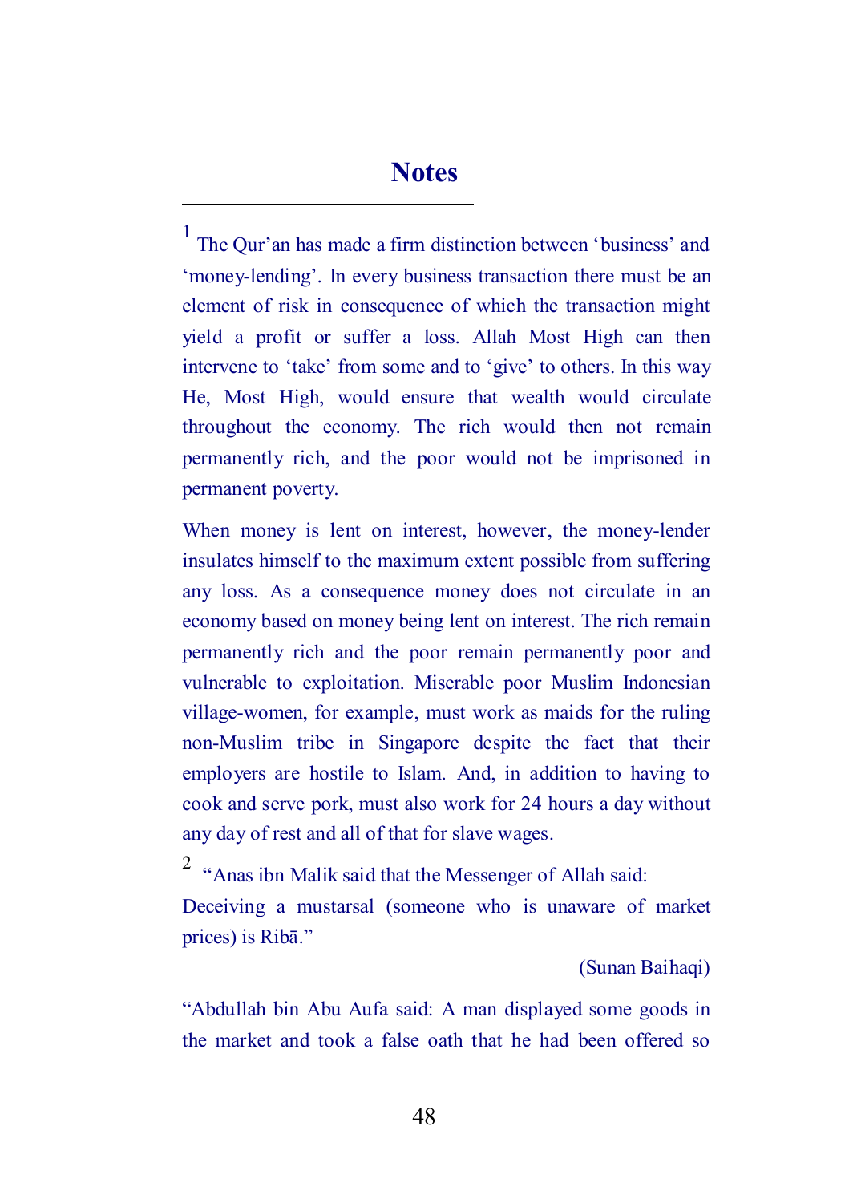# Notes

[1] The Qur'an has made a firm distinction between 'business' and 'money-lending'. In every business transaction there must be an element of risk in consequence of which the transaction might yield a profit or suffer a loss. Allah Most High can then intervene to 'take' from some and to 'give' to others. In this way He, Most High, would ensure that wealth would circulate throughout the economy. The rich would then not remain permanently rich, and the poor would not be imprisoned in permanent poverty.

When money is lent on interest, however, the money-lender insulates himself to the maximum extent possible from suffering any loss. As a consequence money does not circulate in an economy based on money being lent on interest. The rich remain permanently rich and the poor remain permanently poor and vulnerable to exploitation. Miserable poor Muslim Indonesian village-women, for example, must work as maids for the ruling non-Muslim tribe in Singapore despite the fact that their employers are hostile to Islam. And, in addition to having to cook and serve pork, must also work for 24 hours a day without any day of rest and all of that for slave wages.

[2] "Anas ibn Malik said that the Messenger of Allah said: Deceiving a mustarsal (someone who is unaware of market prices) is Ribā."

(Sunan Baihaqi)

"Abdullah bin Abu Aufa said: A man displayed some goods in the market and took a false oath that he had been offered so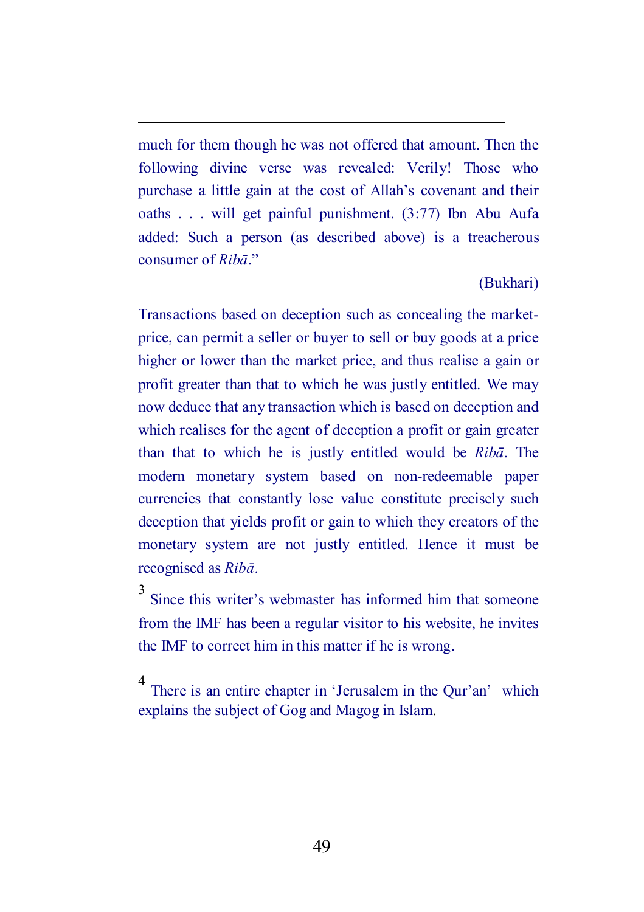much for them though he was not offered that amount. Then the following divine verse was revealed: Verily! Those who purchase a little gain at the cost of Allah's covenant and their oaths . . . will get painful punishment. (3:77) Ibn Abu Aufa added: Such a person (as described above) is a treacherous consumer of *Ribā*."

(Bukhari)

Transactions based on deception such as concealing the market-price, can permit a seller or buyer to sell or buy goods at a price higher or lower than the market price, and thus realise a gain or profit greater than that to which he was justly entitled. We may now deduce that any transaction which is based on deception and which realises for the agent of deception a profit or gain greater than that to which he is justly entitled would be *Ribā*. The modern monetary system based on non-redeemable paper currencies that constantly lose value constitute precisely such deception that yields profit or gain to which they creators of the monetary system are not justly entitled. Hence it must be recognised as *Ribā*.

[3] Since this writer's webmaster has informed him that someone from the IMF has been a regular visitor to his website, he invites the IMF to correct him in this matter if he is wrong.

[4] There is an entire chapter in 'Jerusalem in the Qur'an' which explains the subject of Gog and Magog in Islam.